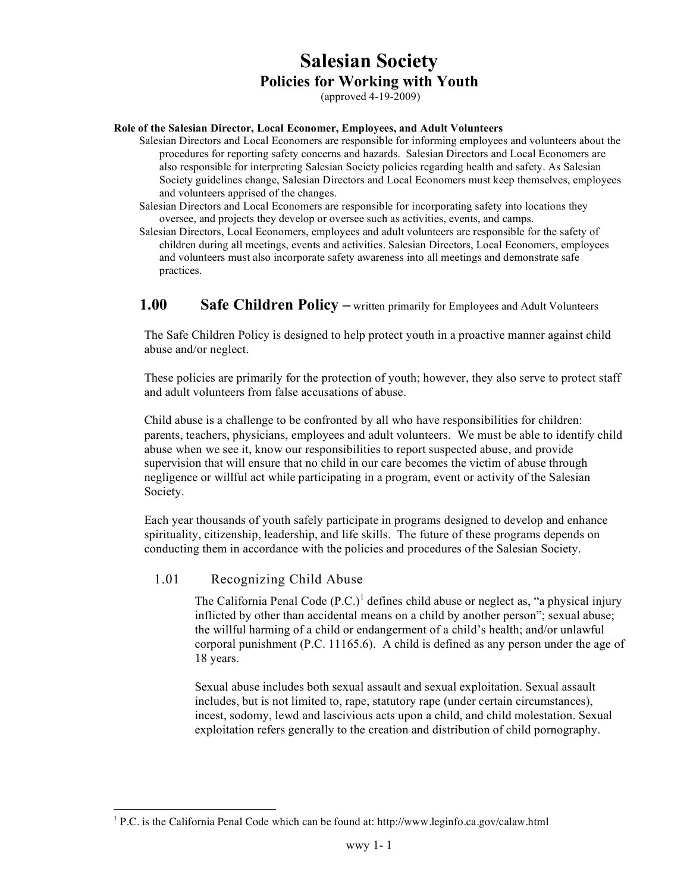# Salesian Society

## Policies for Working with Youth

(approved 4-19-2009)

**Role of the Salesian Director, Local Economer, Employees, and Adult Volunteers**

Salesian Directors and Local Economers are responsible for informing employees and volunteers about the procedures for reporting safety concerns and hazards. Salesian Directors and Local Economers are also responsible for interpreting Salesian Society policies regarding health and safety. As Salesian Society guidelines change, Salesian Directors and Local Economers must keep themselves, employees and volunteers apprised of the changes.

Salesian Directors and Local Economers are responsible for incorporating safety into locations they oversee, and projects they develop or oversee such as activities, events, and camps.

Salesian Directors, Local Economers, employees and adult volunteers are responsible for the safety of children during all meetings, events and activities. Salesian Directors, Local Economers, employees and volunteers must also incorporate safety awareness into all meetings and demonstrate safe practices.

## 1.00 Safe Children Policy – written primarily for Employees and Adult Volunteers

The Safe Children Policy is designed to help protect youth in a proactive manner against child abuse and/or neglect.

These policies are primarily for the protection of youth; however, they also serve to protect staff and adult volunteers from false accusations of abuse.

Child abuse is a challenge to be confronted by all who have responsibilities for children: parents, teachers, physicians, employees and adult volunteers. We must be able to identify child abuse when we see it, know our responsibilities to report suspected abuse, and provide supervision that will ensure that no child in our care becomes the victim of abuse through negligence or willful act while participating in a program, event or activity of the Salesian Society.

Each year thousands of youth safely participate in programs designed to develop and enhance spirituality, citizenship, leadership, and life skills. The future of these programs depends on conducting them in accordance with the policies and procedures of the Salesian Society.

### 1.01 Recognizing Child Abuse

The California Penal Code (P.C.)[1] defines child abuse or neglect as, "a physical injury inflicted by other than accidental means on a child by another person"; sexual abuse; the willful harming of a child or endangerment of a child's health; and/or unlawful corporal punishment (P.C. 11165.6). A child is defined as any person under the age of 18 years.

Sexual abuse includes both sexual assault and sexual exploitation. Sexual assault includes, but is not limited to, rape, statutory rape (under certain circumstances), incest, sodomy, lewd and lascivious acts upon a child, and child molestation. Sexual exploitation refers generally to the creation and distribution of child pornography.

[1] P.C. is the California Penal Code which can be found at: http://www.leginfo.ca.gov/calaw.html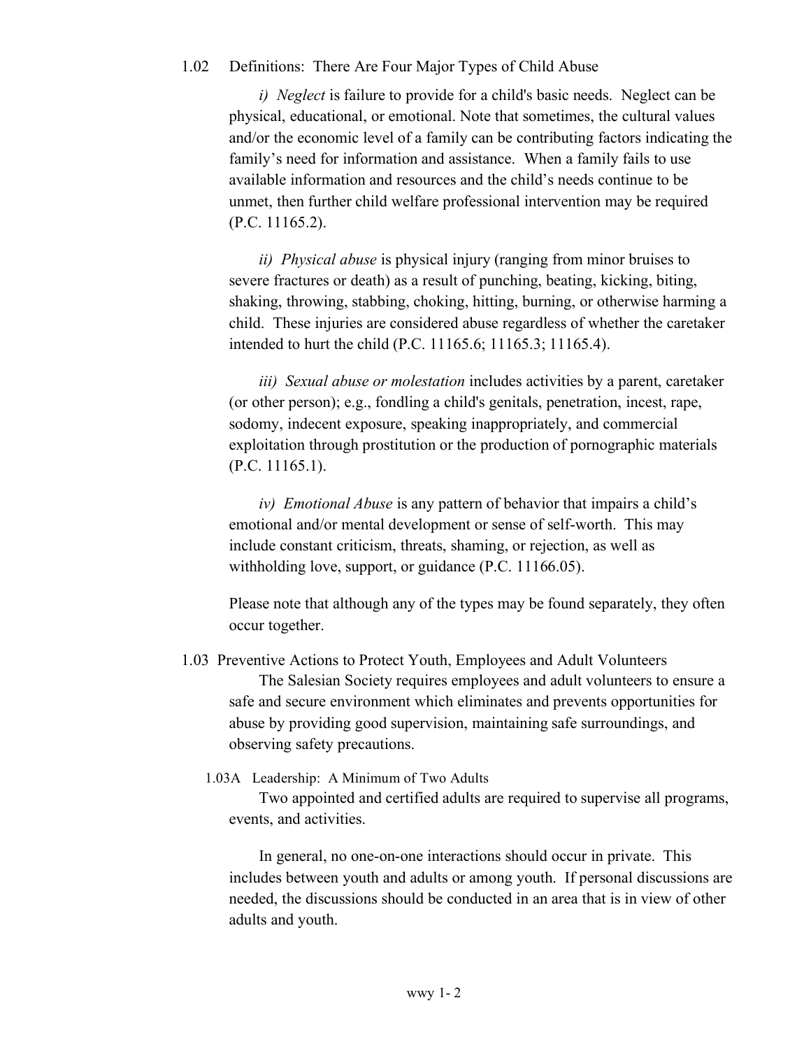## 1.02 Definitions: There Are Four Major Types of Child Abuse

*i) Neglect* is failure to provide for a child's basic needs. Neglect can be physical, educational, or emotional. Note that sometimes, the cultural values and/or the economic level of a family can be contributing factors indicating the family's need for information and assistance. When a family fails to use available information and resources and the child's needs continue to be unmet, then further child welfare professional intervention may be required (P.C. 11165.2).

*ii) Physical abuse* is physical injury (ranging from minor bruises to severe fractures or death) as a result of punching, beating, kicking, biting, shaking, throwing, stabbing, choking, hitting, burning, or otherwise harming a child. These injuries are considered abuse regardless of whether the caretaker intended to hurt the child (P.C. 11165.6; 11165.3; 11165.4).

*iii) Sexual abuse or molestation* includes activities by a parent, caretaker (or other person); e.g., fondling a child's genitals, penetration, incest, rape, sodomy, indecent exposure, speaking inappropriately, and commercial exploitation through prostitution or the production of pornographic materials (P.C. 11165.1).

*iv) Emotional Abuse* is any pattern of behavior that impairs a child's emotional and/or mental development or sense of self-worth. This may include constant criticism, threats, shaming, or rejection, as well as withholding love, support, or guidance (P.C. 11166.05).

Please note that although any of the types may be found separately, they often occur together.

## 1.03 Preventive Actions to Protect Youth, Employees and Adult Volunteers

The Salesian Society requires employees and adult volunteers to ensure a safe and secure environment which eliminates and prevents opportunities for abuse by providing good supervision, maintaining safe surroundings, and observing safety precautions.

### 1.03A Leadership: A Minimum of Two Adults

Two appointed and certified adults are required to supervise all programs, events, and activities.

In general, no one-on-one interactions should occur in private. This includes between youth and adults or among youth. If personal discussions are needed, the discussions should be conducted in an area that is in view of other adults and youth.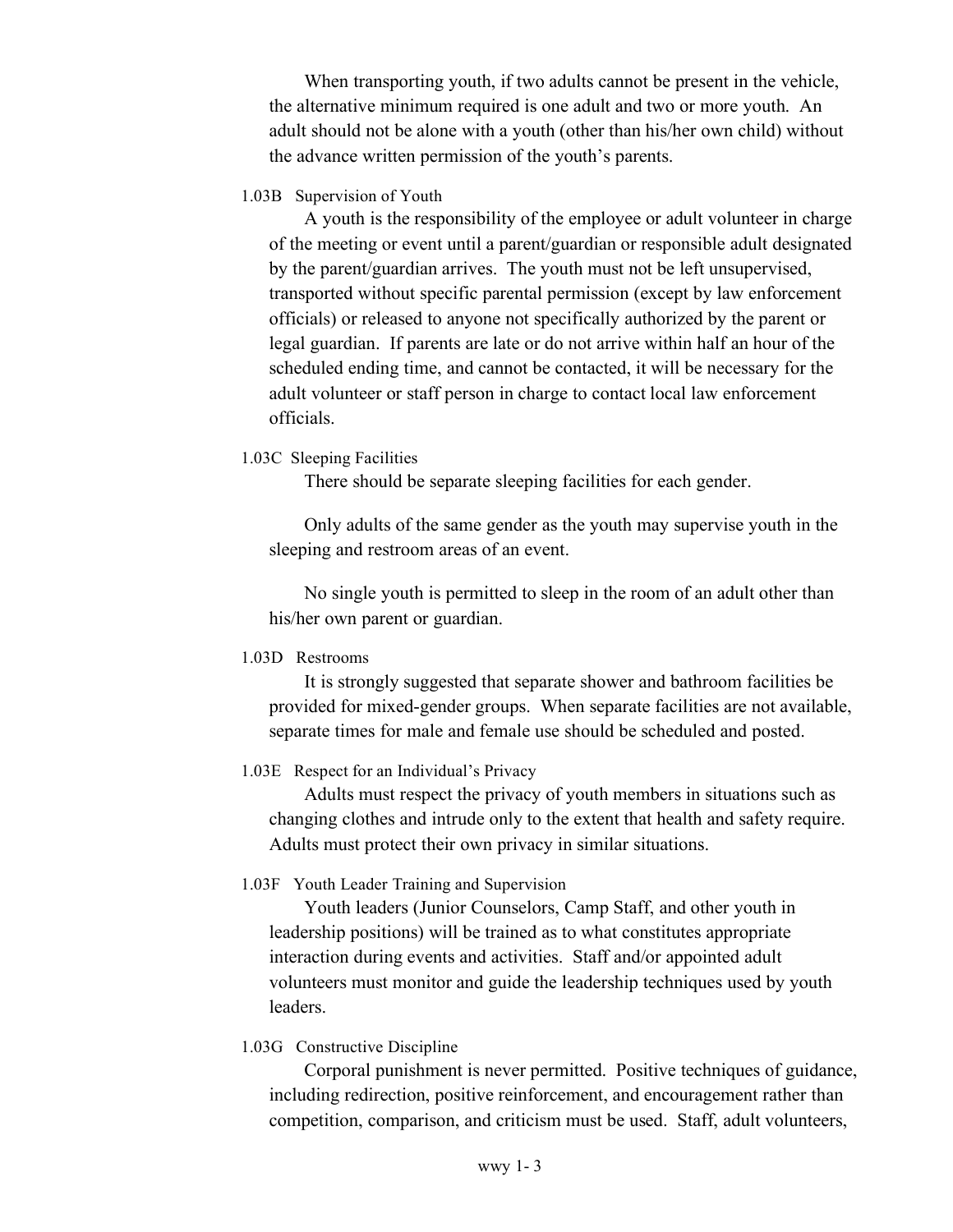When transporting youth, if two adults cannot be present in the vehicle, the alternative minimum required is one adult and two or more youth. An adult should not be alone with a youth (other than his/her own child) without the advance written permission of the youth's parents.

1.03B Supervision of Youth

A youth is the responsibility of the employee or adult volunteer in charge of the meeting or event until a parent/guardian or responsible adult designated by the parent/guardian arrives. The youth must not be left unsupervised, transported without specific parental permission (except by law enforcement officials) or released to anyone not specifically authorized by the parent or legal guardian. If parents are late or do not arrive within half an hour of the scheduled ending time, and cannot be contacted, it will be necessary for the adult volunteer or staff person in charge to contact local law enforcement officials.

1.03C Sleeping Facilities

There should be separate sleeping facilities for each gender.

Only adults of the same gender as the youth may supervise youth in the sleeping and restroom areas of an event.

No single youth is permitted to sleep in the room of an adult other than his/her own parent or guardian.

1.03D Restrooms

It is strongly suggested that separate shower and bathroom facilities be provided for mixed-gender groups. When separate facilities are not available, separate times for male and female use should be scheduled and posted.

1.03E Respect for an Individual's Privacy

Adults must respect the privacy of youth members in situations such as changing clothes and intrude only to the extent that health and safety require. Adults must protect their own privacy in similar situations.

1.03F Youth Leader Training and Supervision

Youth leaders (Junior Counselors, Camp Staff, and other youth in leadership positions) will be trained as to what constitutes appropriate interaction during events and activities. Staff and/or appointed adult volunteers must monitor and guide the leadership techniques used by youth leaders.

1.03G Constructive Discipline

Corporal punishment is never permitted. Positive techniques of guidance, including redirection, positive reinforcement, and encouragement rather than competition, comparison, and criticism must be used. Staff, adult volunteers,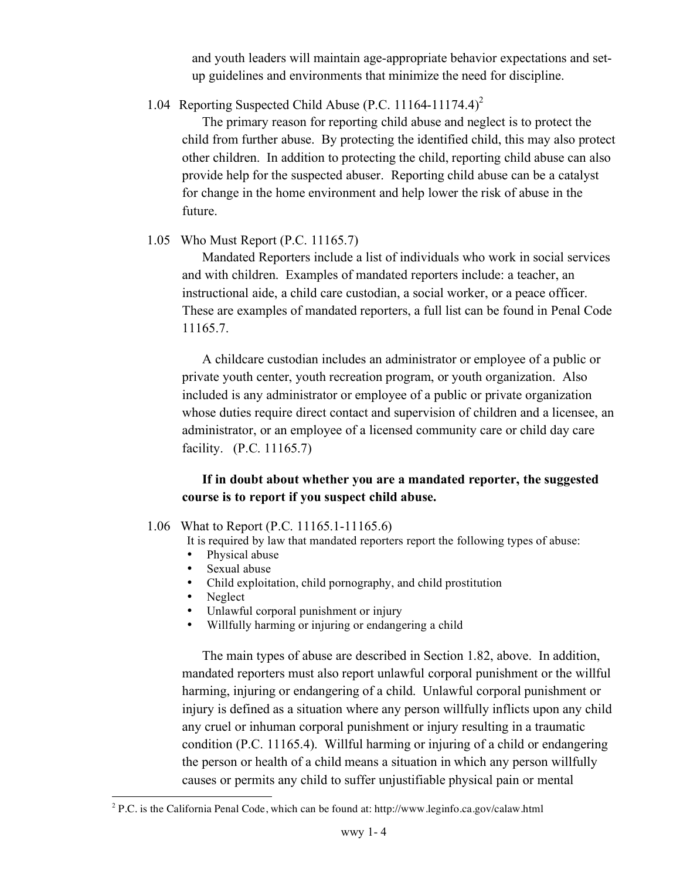and youth leaders will maintain age-appropriate behavior expectations and set-up guidelines and environments that minimize the need for discipline.

### 1.04 Reporting Suspected Child Abuse (P.C. 11164-11174.4)[2]

The primary reason for reporting child abuse and neglect is to protect the child from further abuse. By protecting the identified child, this may also protect other children. In addition to protecting the child, reporting child abuse can also provide help for the suspected abuser. Reporting child abuse can be a catalyst for change in the home environment and help lower the risk of abuse in the future.

### 1.05 Who Must Report (P.C. 11165.7)

Mandated Reporters include a list of individuals who work in social services and with children. Examples of mandated reporters include: a teacher, an instructional aide, a child care custodian, a social worker, or a peace officer. These are examples of mandated reporters, a full list can be found in Penal Code 11165.7.

A childcare custodian includes an administrator or employee of a public or private youth center, youth recreation program, or youth organization. Also included is any administrator or employee of a public or private organization whose duties require direct contact and supervision of children and a licensee, an administrator, or an employee of a licensed community care or child day care facility. (P.C. 11165.7)

**If in doubt about whether you are a mandated reporter, the suggested course is to report if you suspect child abuse.**

### 1.06 What to Report (P.C. 11165.1-11165.6)

It is required by law that mandated reporters report the following types of abuse:

- Physical abuse
- Sexual abuse
- Child exploitation, child pornography, and child prostitution
- Neglect
- Unlawful corporal punishment or injury
- Willfully harming or injuring or endangering a child

The main types of abuse are described in Section 1.82, above. In addition, mandated reporters must also report unlawful corporal punishment or the willful harming, injuring or endangering of a child. Unlawful corporal punishment or injury is defined as a situation where any person willfully inflicts upon any child any cruel or inhuman corporal punishment or injury resulting in a traumatic condition (P.C. 11165.4). Willful harming or injuring of a child or endangering the person or health of a child means a situation in which any person willfully causes or permits any child to suffer unjustifiable physical pain or mental

[2] P.C. is the California Penal Code, which can be found at: http://www.leginfo.ca.gov/calaw.html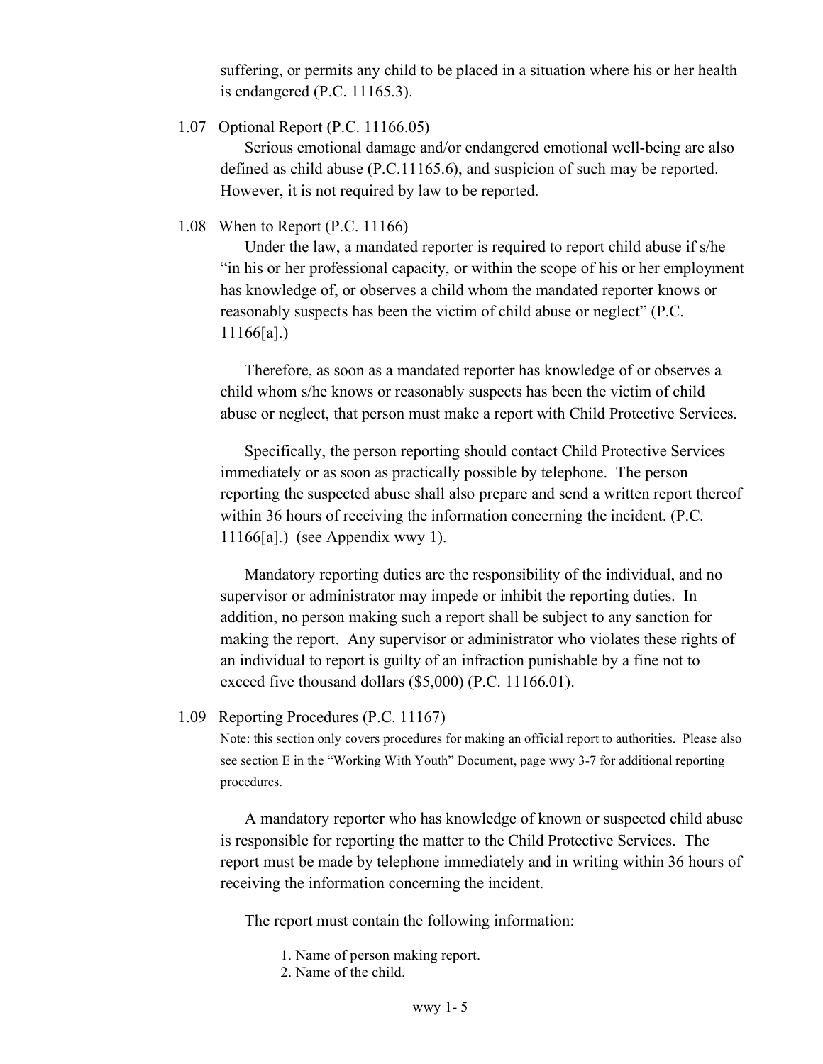suffering, or permits any child to be placed in a situation where his or her health is endangered (P.C. 11165.3).

### 1.07 Optional Report (P.C. 11166.05)

Serious emotional damage and/or endangered emotional well-being are also defined as child abuse (P.C.11165.6), and suspicion of such may be reported. However, it is not required by law to be reported.

### 1.08 When to Report (P.C. 11166)

Under the law, a mandated reporter is required to report child abuse if s/he "in his or her professional capacity, or within the scope of his or her employment has knowledge of, or observes a child whom the mandated reporter knows or reasonably suspects has been the victim of child abuse or neglect" (P.C. 11166[a].)

Therefore, as soon as a mandated reporter has knowledge of or observes a child whom s/he knows or reasonably suspects has been the victim of child abuse or neglect, that person must make a report with Child Protective Services.

Specifically, the person reporting should contact Child Protective Services immediately or as soon as practically possible by telephone. The person reporting the suspected abuse shall also prepare and send a written report thereof within 36 hours of receiving the information concerning the incident. (P.C. 11166[a].) (see Appendix wwy 1).

Mandatory reporting duties are the responsibility of the individual, and no supervisor or administrator may impede or inhibit the reporting duties. In addition, no person making such a report shall be subject to any sanction for making the report. Any supervisor or administrator who violates these rights of an individual to report is guilty of an infraction punishable by a fine not to exceed five thousand dollars ($5,000) (P.C. 11166.01).

### 1.09 Reporting Procedures (P.C. 11167)

Note: this section only covers procedures for making an official report to authorities. Please also see section E in the "Working With Youth" Document, page wwy 3-7 for additional reporting procedures.

A mandatory reporter who has knowledge of known or suspected child abuse is responsible for reporting the matter to the Child Protective Services. The report must be made by telephone immediately and in writing within 36 hours of receiving the information concerning the incident.

The report must contain the following information:

1. Name of person making report.
2. Name of the child.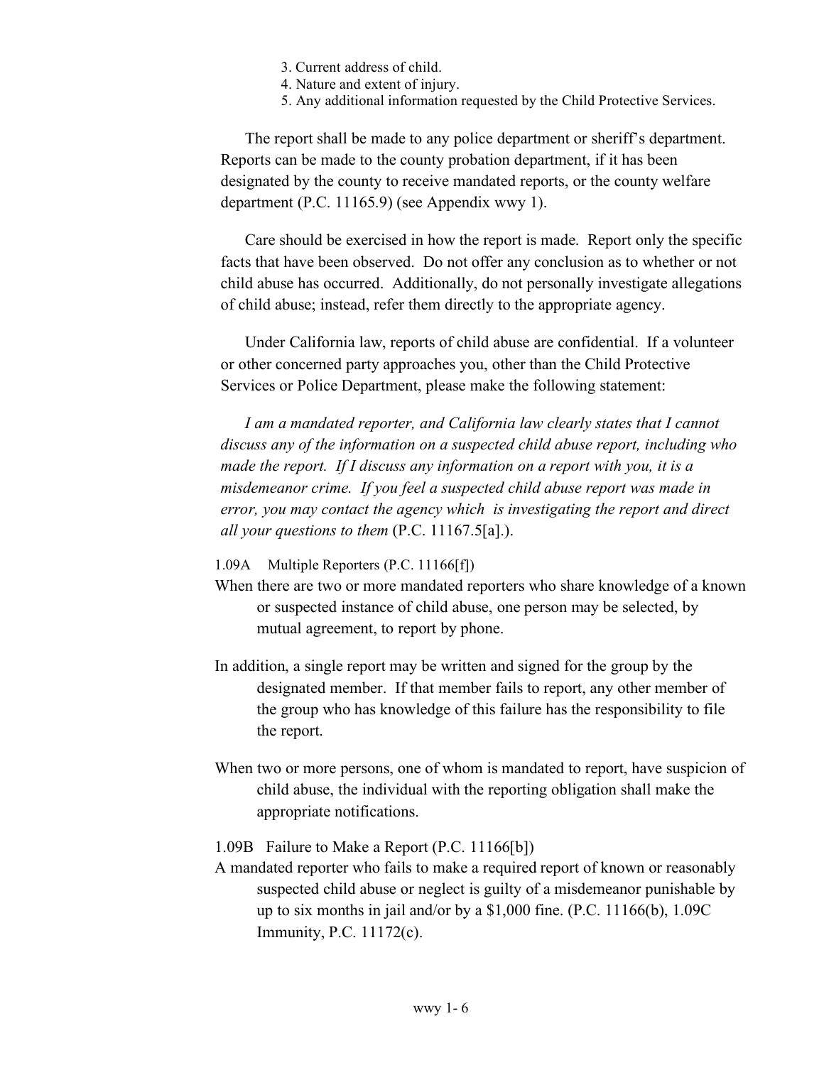3. Current address of child.
4. Nature and extent of injury.
5. Any additional information requested by the Child Protective Services.

The report shall be made to any police department or sheriff's department. Reports can be made to the county probation department, if it has been designated by the county to receive mandated reports, or the county welfare department (P.C. 11165.9) (see Appendix wwy 1).

Care should be exercised in how the report is made. Report only the specific facts that have been observed. Do not offer any conclusion as to whether or not child abuse has occurred. Additionally, do not personally investigate allegations of child abuse; instead, refer them directly to the appropriate agency.

Under California law, reports of child abuse are confidential. If a volunteer or other concerned party approaches you, other than the Child Protective Services or Police Department, please make the following statement:

*I am a mandated reporter, and California law clearly states that I cannot discuss any of the information on a suspected child abuse report, including who made the report. If I discuss any information on a report with you, it is a misdemeanor crime. If you feel a suspected child abuse report was made in error, you may contact the agency which is investigating the report and direct all your questions to them* (P.C. 11167.5[a].).

### 1.09A Multiple Reporters (P.C. 11166[f])

When there are two or more mandated reporters who share knowledge of a known or suspected instance of child abuse, one person may be selected, by mutual agreement, to report by phone.

In addition, a single report may be written and signed for the group by the designated member. If that member fails to report, any other member of the group who has knowledge of this failure has the responsibility to file the report.

When two or more persons, one of whom is mandated to report, have suspicion of child abuse, the individual with the reporting obligation shall make the appropriate notifications.

### 1.09B Failure to Make a Report (P.C. 11166[b])

A mandated reporter who fails to make a required report of known or reasonably suspected child abuse or neglect is guilty of a misdemeanor punishable by up to six months in jail and/or by a $1,000 fine. (P.C. 11166(b), 1.09C Immunity, P.C. 11172(c).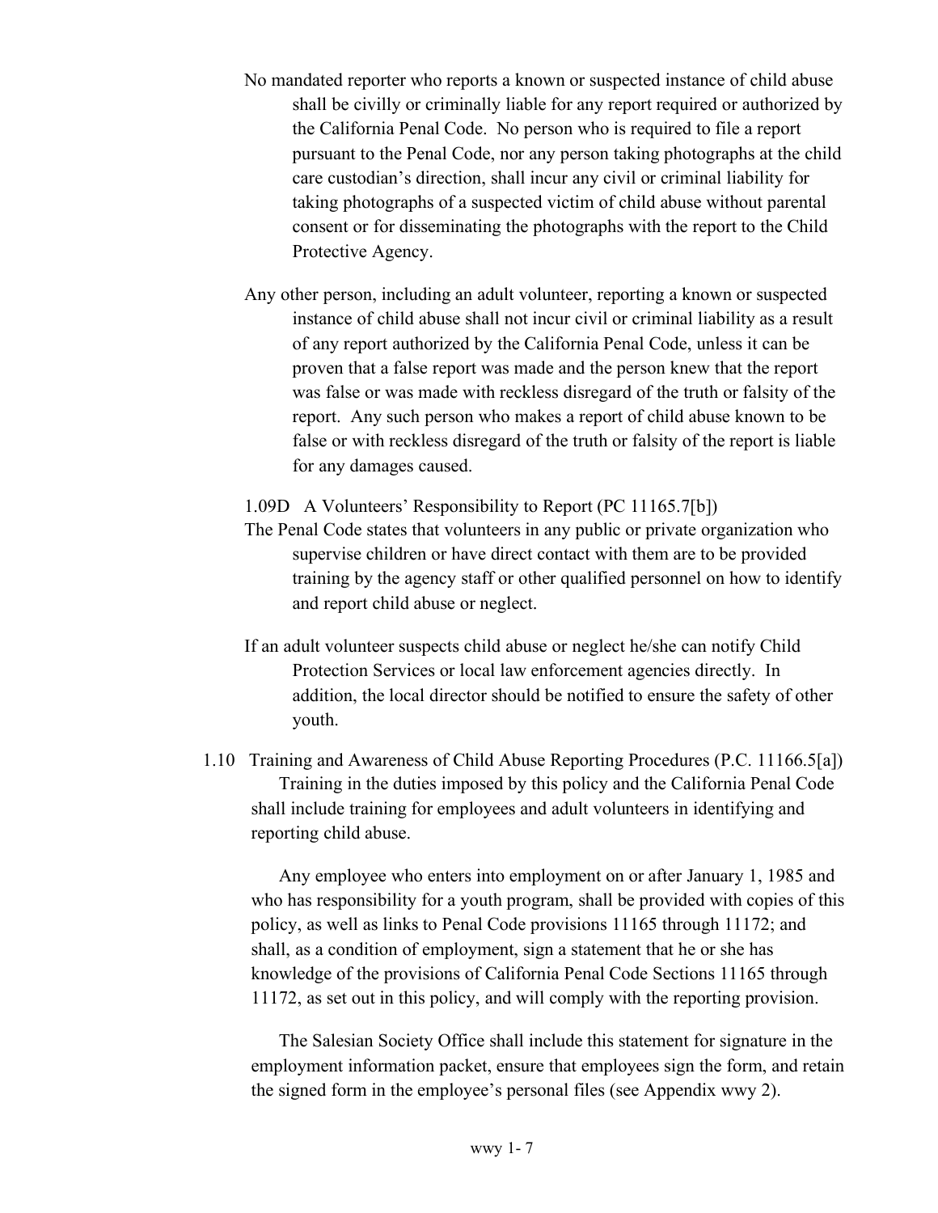No mandated reporter who reports a known or suspected instance of child abuse shall be civilly or criminally liable for any report required or authorized by the California Penal Code. No person who is required to file a report pursuant to the Penal Code, nor any person taking photographs at the child care custodian's direction, shall incur any civil or criminal liability for taking photographs of a suspected victim of child abuse without parental consent or for disseminating the photographs with the report to the Child Protective Agency.

Any other person, including an adult volunteer, reporting a known or suspected instance of child abuse shall not incur civil or criminal liability as a result of any report authorized by the California Penal Code, unless it can be proven that a false report was made and the person knew that the report was false or was made with reckless disregard of the truth or falsity of the report. Any such person who makes a report of child abuse known to be false or with reckless disregard of the truth or falsity of the report is liable for any damages caused.

1.09D A Volunteers' Responsibility to Report (PC 11165.7[b])

The Penal Code states that volunteers in any public or private organization who supervise children or have direct contact with them are to be provided training by the agency staff or other qualified personnel on how to identify and report child abuse or neglect.

If an adult volunteer suspects child abuse or neglect he/she can notify Child Protection Services or local law enforcement agencies directly. In addition, the local director should be notified to ensure the safety of other youth.

1.10 Training and Awareness of Child Abuse Reporting Procedures (P.C. 11166.5[a])

Training in the duties imposed by this policy and the California Penal Code shall include training for employees and adult volunteers in identifying and reporting child abuse.

Any employee who enters into employment on or after January 1, 1985 and who has responsibility for a youth program, shall be provided with copies of this policy, as well as links to Penal Code provisions 11165 through 11172; and shall, as a condition of employment, sign a statement that he or she has knowledge of the provisions of California Penal Code Sections 11165 through 11172, as set out in this policy, and will comply with the reporting provision.

The Salesian Society Office shall include this statement for signature in the employment information packet, ensure that employees sign the form, and retain the signed form in the employee's personal files (see Appendix wwy 2).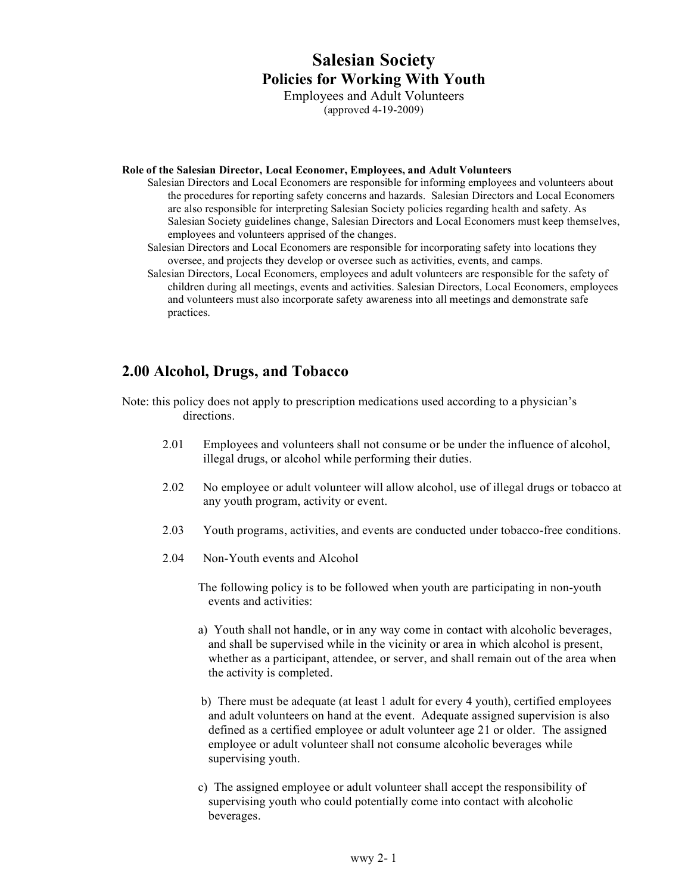# Salesian Society

## Policies for Working With Youth

Employees and Adult Volunteers

(approved 4-19-2009)

**Role of the Salesian Director, Local Economer, Employees, and Adult Volunteers**

Salesian Directors and Local Economers are responsible for informing employees and volunteers about the procedures for reporting safety concerns and hazards. Salesian Directors and Local Economers are also responsible for interpreting Salesian Society policies regarding health and safety. As Salesian Society guidelines change, Salesian Directors and Local Economers must keep themselves, employees and volunteers apprised of the changes.

Salesian Directors and Local Economers are responsible for incorporating safety into locations they oversee, and projects they develop or oversee such as activities, events, and camps.

Salesian Directors, Local Economers, employees and adult volunteers are responsible for the safety of children during all meetings, events and activities. Salesian Directors, Local Economers, employees and volunteers must also incorporate safety awareness into all meetings and demonstrate safe practices.

## 2.00 Alcohol, Drugs, and Tobacco

Note: this policy does not apply to prescription medications used according to a physician's directions.

2.01 Employees and volunteers shall not consume or be under the influence of alcohol, illegal drugs, or alcohol while performing their duties.

2.02 No employee or adult volunteer will allow alcohol, use of illegal drugs or tobacco at any youth program, activity or event.

2.03 Youth programs, activities, and events are conducted under tobacco-free conditions.

2.04 Non-Youth events and Alcohol

The following policy is to be followed when youth are participating in non-youth events and activities:

a) Youth shall not handle, or in any way come in contact with alcoholic beverages, and shall be supervised while in the vicinity or area in which alcohol is present, whether as a participant, attendee, or server, and shall remain out of the area when the activity is completed.

b) There must be adequate (at least 1 adult for every 4 youth), certified employees and adult volunteers on hand at the event. Adequate assigned supervision is also defined as a certified employee or adult volunteer age 21 or older. The assigned employee or adult volunteer shall not consume alcoholic beverages while supervising youth.

c) The assigned employee or adult volunteer shall accept the responsibility of supervising youth who could potentially come into contact with alcoholic beverages.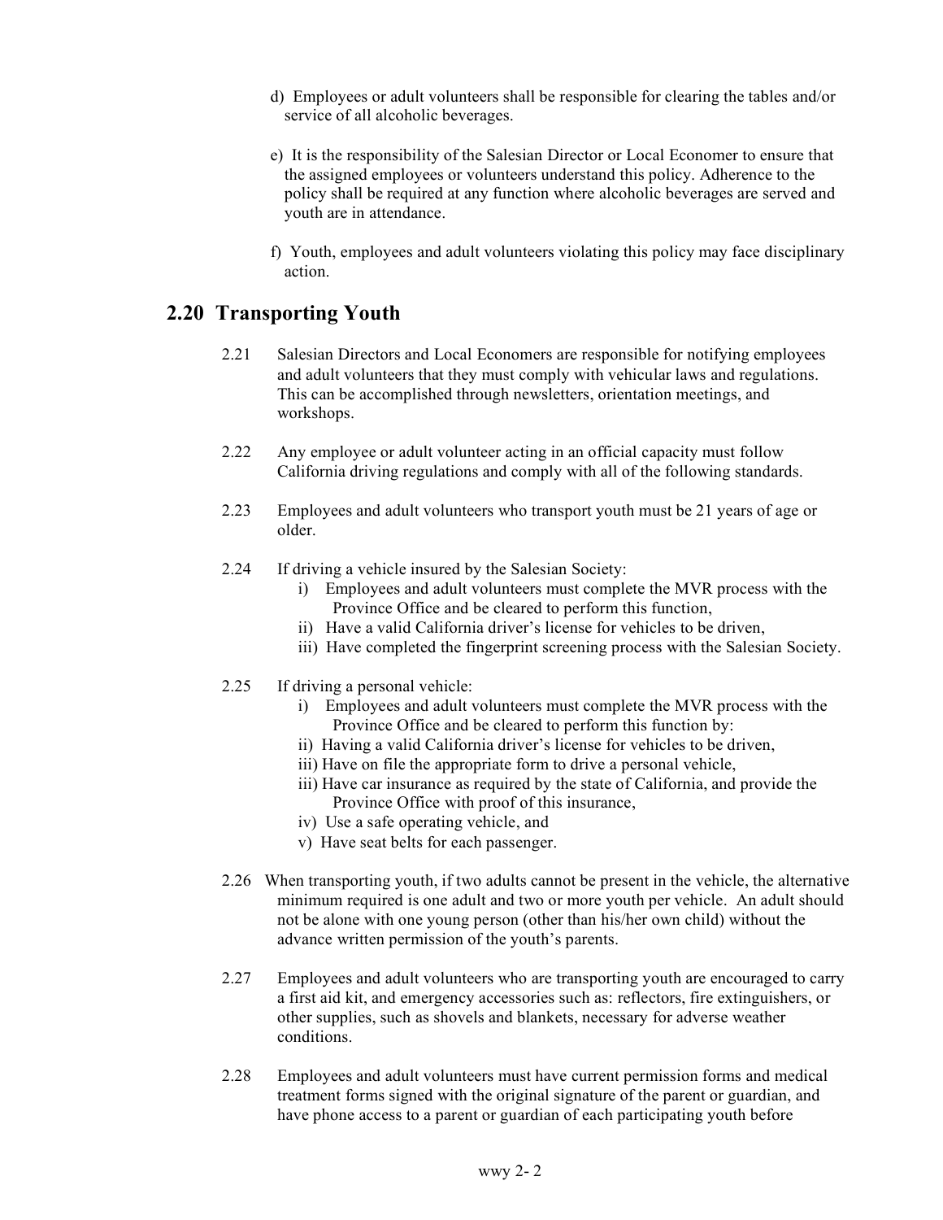d) Employees or adult volunteers shall be responsible for clearing the tables and/or service of all alcoholic beverages.

e) It is the responsibility of the Salesian Director or Local Economer to ensure that the assigned employees or volunteers understand this policy. Adherence to the policy shall be required at any function where alcoholic beverages are served and youth are in attendance.

f) Youth, employees and adult volunteers violating this policy may face disciplinary action.

## 2.20 Transporting Youth

2.21 Salesian Directors and Local Economers are responsible for notifying employees and adult volunteers that they must comply with vehicular laws and regulations. This can be accomplished through newsletters, orientation meetings, and workshops.

2.22 Any employee or adult volunteer acting in an official capacity must follow California driving regulations and comply with all of the following standards.

2.23 Employees and adult volunteers who transport youth must be 21 years of age or older.

2.24 If driving a vehicle insured by the Salesian Society:

- i) Employees and adult volunteers must complete the MVR process with the Province Office and be cleared to perform this function,
- ii) Have a valid California driver's license for vehicles to be driven,
- iii) Have completed the fingerprint screening process with the Salesian Society.

2.25 If driving a personal vehicle:

- i) Employees and adult volunteers must complete the MVR process with the Province Office and be cleared to perform this function by:
- ii) Having a valid California driver's license for vehicles to be driven,
- iii) Have on file the appropriate form to drive a personal vehicle,
- iii) Have car insurance as required by the state of California, and provide the Province Office with proof of this insurance,
- iv) Use a safe operating vehicle, and
- v) Have seat belts for each passenger.

2.26 When transporting youth, if two adults cannot be present in the vehicle, the alternative minimum required is one adult and two or more youth per vehicle. An adult should not be alone with one young person (other than his/her own child) without the advance written permission of the youth's parents.

2.27 Employees and adult volunteers who are transporting youth are encouraged to carry a first aid kit, and emergency accessories such as: reflectors, fire extinguishers, or other supplies, such as shovels and blankets, necessary for adverse weather conditions.

2.28 Employees and adult volunteers must have current permission forms and medical treatment forms signed with the original signature of the parent or guardian, and have phone access to a parent or guardian of each participating youth before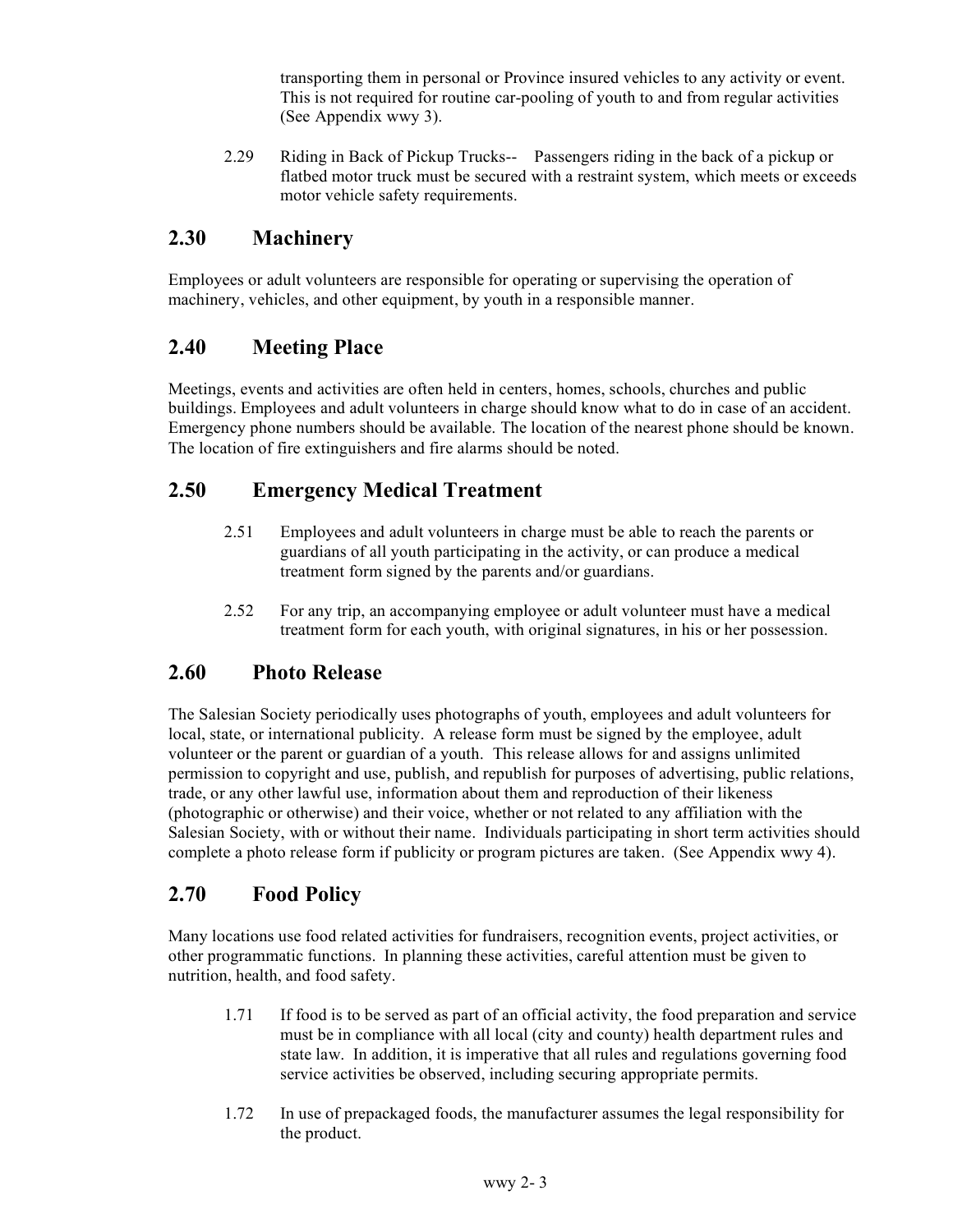transporting them in personal or Province insured vehicles to any activity or event. This is not required for routine car-pooling of youth to and from regular activities (See Appendix wwy 3).

2.29 Riding in Back of Pickup Trucks-- Passengers riding in the back of a pickup or flatbed motor truck must be secured with a restraint system, which meets or exceeds motor vehicle safety requirements.

## 2.30 Machinery

Employees or adult volunteers are responsible for operating or supervising the operation of machinery, vehicles, and other equipment, by youth in a responsible manner.

## 2.40 Meeting Place

Meetings, events and activities are often held in centers, homes, schools, churches and public buildings. Employees and adult volunteers in charge should know what to do in case of an accident. Emergency phone numbers should be available. The location of the nearest phone should be known. The location of fire extinguishers and fire alarms should be noted.

## 2.50 Emergency Medical Treatment

2.51 Employees and adult volunteers in charge must be able to reach the parents or guardians of all youth participating in the activity, or can produce a medical treatment form signed by the parents and/or guardians.

2.52 For any trip, an accompanying employee or adult volunteer must have a medical treatment form for each youth, with original signatures, in his or her possession.

## 2.60 Photo Release

The Salesian Society periodically uses photographs of youth, employees and adult volunteers for local, state, or international publicity. A release form must be signed by the employee, adult volunteer or the parent or guardian of a youth. This release allows for and assigns unlimited permission to copyright and use, publish, and republish for purposes of advertising, public relations, trade, or any other lawful use, information about them and reproduction of their likeness (photographic or otherwise) and their voice, whether or not related to any affiliation with the Salesian Society, with or without their name. Individuals participating in short term activities should complete a photo release form if publicity or program pictures are taken. (See Appendix wwy 4).

## 2.70 Food Policy

Many locations use food related activities for fundraisers, recognition events, project activities, or other programmatic functions. In planning these activities, careful attention must be given to nutrition, health, and food safety.

1.71 If food is to be served as part of an official activity, the food preparation and service must be in compliance with all local (city and county) health department rules and state law. In addition, it is imperative that all rules and regulations governing food service activities be observed, including securing appropriate permits.

1.72 In use of prepackaged foods, the manufacturer assumes the legal responsibility for the product.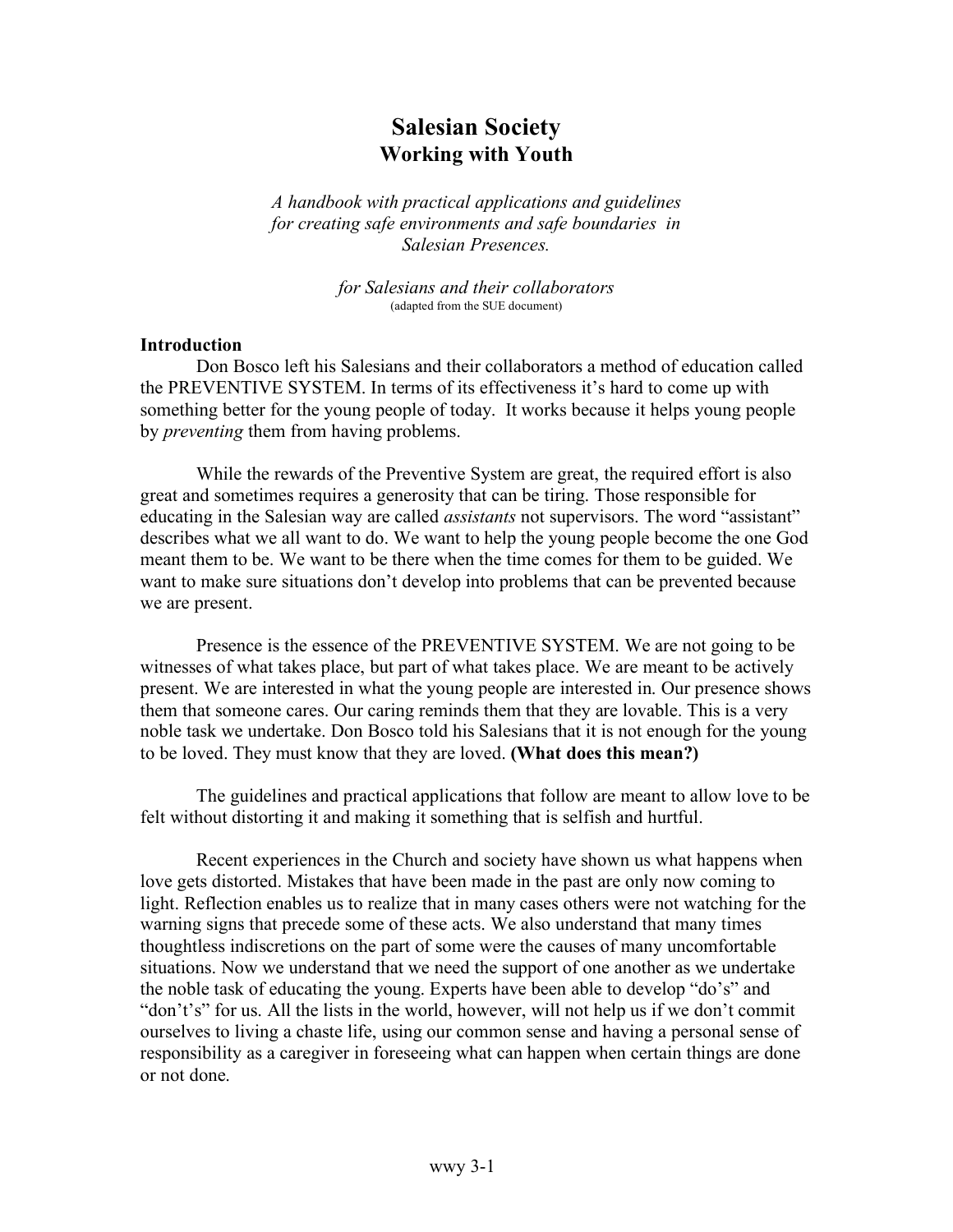# Salesian Society
## Working with Youth

*A handbook with practical applications and guidelines for creating safe environments and safe boundaries in Salesian Presences.*

*for Salesians and their collaborators*
(adapted from the SUE document)

**Introduction**

Don Bosco left his Salesians and their collaborators a method of education called the PREVENTIVE SYSTEM. In terms of its effectiveness it's hard to come up with something better for the young people of today. It works because it helps young people by *preventing* them from having problems.

While the rewards of the Preventive System are great, the required effort is also great and sometimes requires a generosity that can be tiring. Those responsible for educating in the Salesian way are called *assistants* not supervisors. The word "assistant" describes what we all want to do. We want to help the young people become the one God meant them to be. We want to be there when the time comes for them to be guided. We want to make sure situations don't develop into problems that can be prevented because we are present.

Presence is the essence of the PREVENTIVE SYSTEM. We are not going to be witnesses of what takes place, but part of what takes place. We are meant to be actively present. We are interested in what the young people are interested in. Our presence shows them that someone cares. Our caring reminds them that they are lovable. This is a very noble task we undertake. Don Bosco told his Salesians that it is not enough for the young to be loved. They must know that they are loved. **(What does this mean?)**

The guidelines and practical applications that follow are meant to allow love to be felt without distorting it and making it something that is selfish and hurtful.

Recent experiences in the Church and society have shown us what happens when love gets distorted. Mistakes that have been made in the past are only now coming to light. Reflection enables us to realize that in many cases others were not watching for the warning signs that precede some of these acts. We also understand that many times thoughtless indiscretions on the part of some were the causes of many uncomfortable situations. Now we understand that we need the support of one another as we undertake the noble task of educating the young. Experts have been able to develop "do's" and "don't's" for us. All the lists in the world, however, will not help us if we don't commit ourselves to living a chaste life, using our common sense and having a personal sense of responsibility as a caregiver in foreseeing what can happen when certain things are done or not done.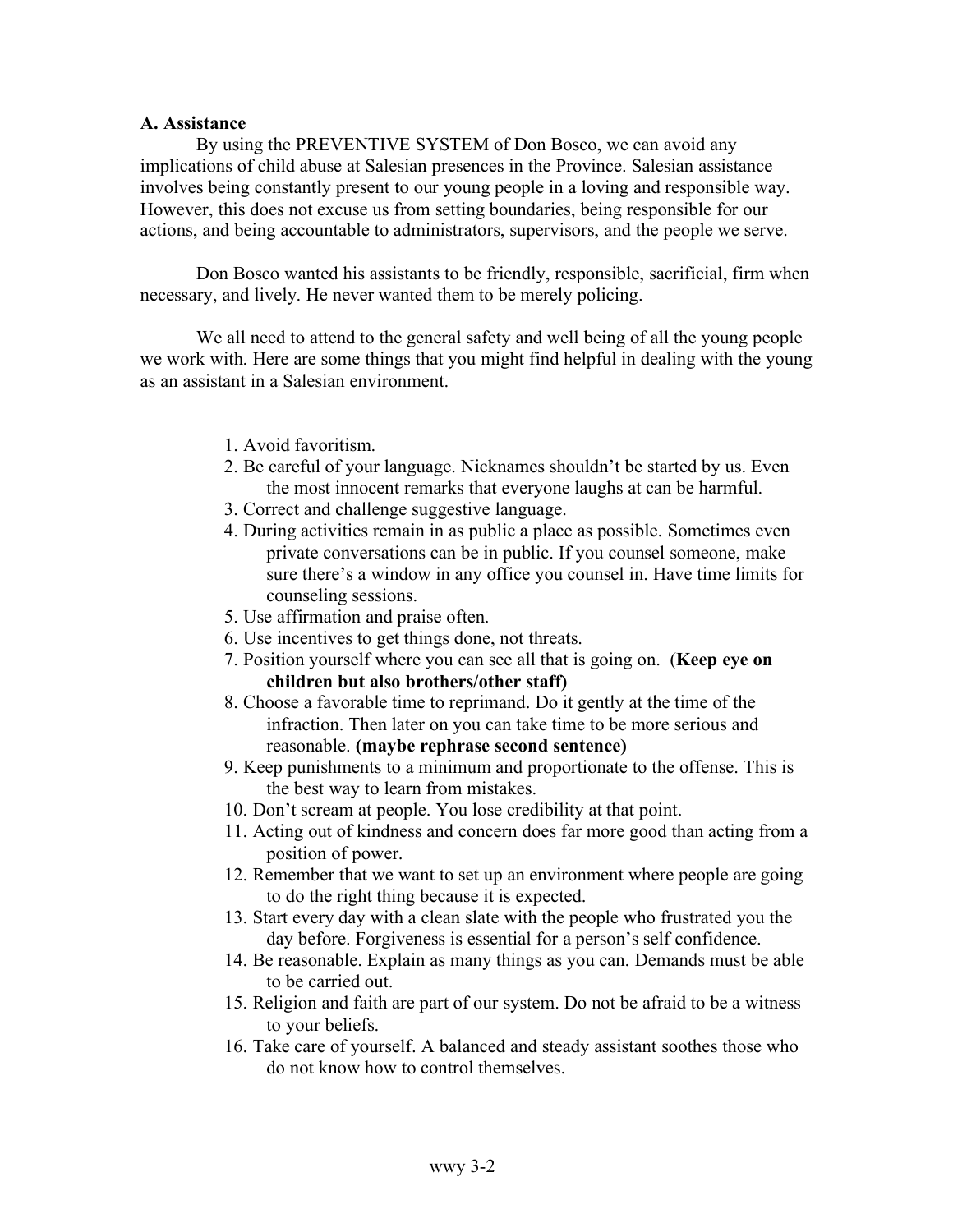**A. Assistance**

By using the PREVENTIVE SYSTEM of Don Bosco, we can avoid any implications of child abuse at Salesian presences in the Province. Salesian assistance involves being constantly present to our young people in a loving and responsible way. However, this does not excuse us from setting boundaries, being responsible for our actions, and being accountable to administrators, supervisors, and the people we serve.

Don Bosco wanted his assistants to be friendly, responsible, sacrificial, firm when necessary, and lively. He never wanted them to be merely policing.

We all need to attend to the general safety and well being of all the young people we work with. Here are some things that you might find helpful in dealing with the young as an assistant in a Salesian environment.

1. Avoid favoritism.
2. Be careful of your language. Nicknames shouldn't be started by us. Even the most innocent remarks that everyone laughs at can be harmful.
3. Correct and challenge suggestive language.
4. During activities remain in as public a place as possible. Sometimes even private conversations can be in public. If you counsel someone, make sure there's a window in any office you counsel in. Have time limits for counseling sessions.
5. Use affirmation and praise often.
6. Use incentives to get things done, not threats.
7. Position yourself where you can see all that is going on. (**Keep eye on children but also brothers/other staff)**
8. Choose a favorable time to reprimand. Do it gently at the time of the infraction. Then later on you can take time to be more serious and reasonable. **(maybe rephrase second sentence)**
9. Keep punishments to a minimum and proportionate to the offense. This is the best way to learn from mistakes.
10. Don't scream at people. You lose credibility at that point.
11. Acting out of kindness and concern does far more good than acting from a position of power.
12. Remember that we want to set up an environment where people are going to do the right thing because it is expected.
13. Start every day with a clean slate with the people who frustrated you the day before. Forgiveness is essential for a person's self confidence.
14. Be reasonable. Explain as many things as you can. Demands must be able to be carried out.
15. Religion and faith are part of our system. Do not be afraid to be a witness to your beliefs.
16. Take care of yourself. A balanced and steady assistant soothes those who do not know how to control themselves.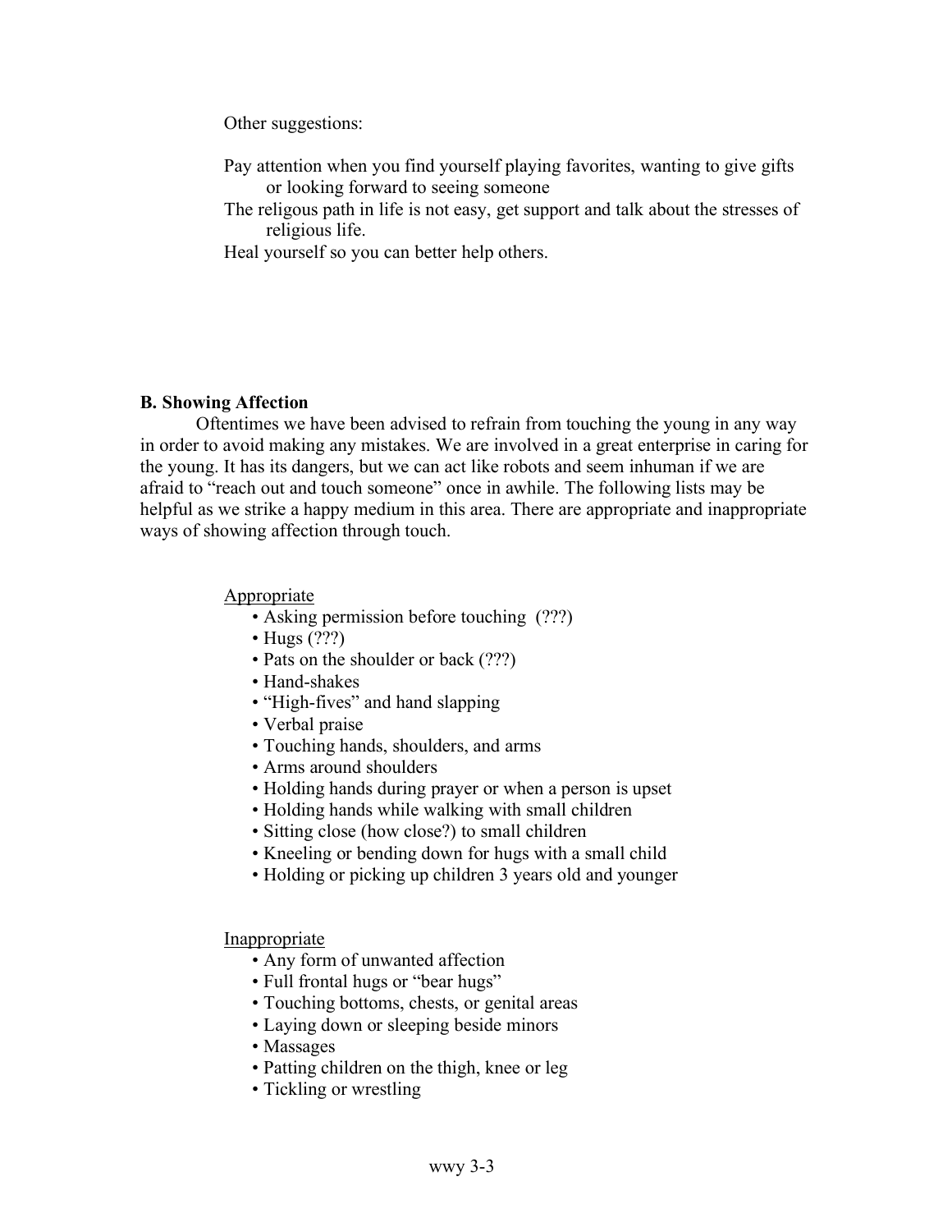Other suggestions:

Pay attention when you find yourself playing favorites, wanting to give gifts or looking forward to seeing someone

The religous path in life is not easy, get support and talk about the stresses of religious life.

Heal yourself so you can better help others.

**B. Showing Affection**

Oftentimes we have been advised to refrain from touching the young in any way in order to avoid making any mistakes. We are involved in a great enterprise in caring for the young. It has its dangers, but we can act like robots and seem inhuman if we are afraid to "reach out and touch someone" once in awhile. The following lists may be helpful as we strike a happy medium in this area. There are appropriate and inappropriate ways of showing affection through touch.

<u>Appropriate</u>

- Asking permission before touching (???)
- Hugs (???)
- Pats on the shoulder or back (???)
- Hand-shakes
- "High-fives" and hand slapping
- Verbal praise
- Touching hands, shoulders, and arms
- Arms around shoulders
- Holding hands during prayer or when a person is upset
- Holding hands while walking with small children
- Sitting close (how close?) to small children
- Kneeling or bending down for hugs with a small child
- Holding or picking up children 3 years old and younger

<u>Inappropriate</u>

- Any form of unwanted affection
- Full frontal hugs or "bear hugs"
- Touching bottoms, chests, or genital areas
- Laying down or sleeping beside minors
- Massages
- Patting children on the thigh, knee or leg
- Tickling or wrestling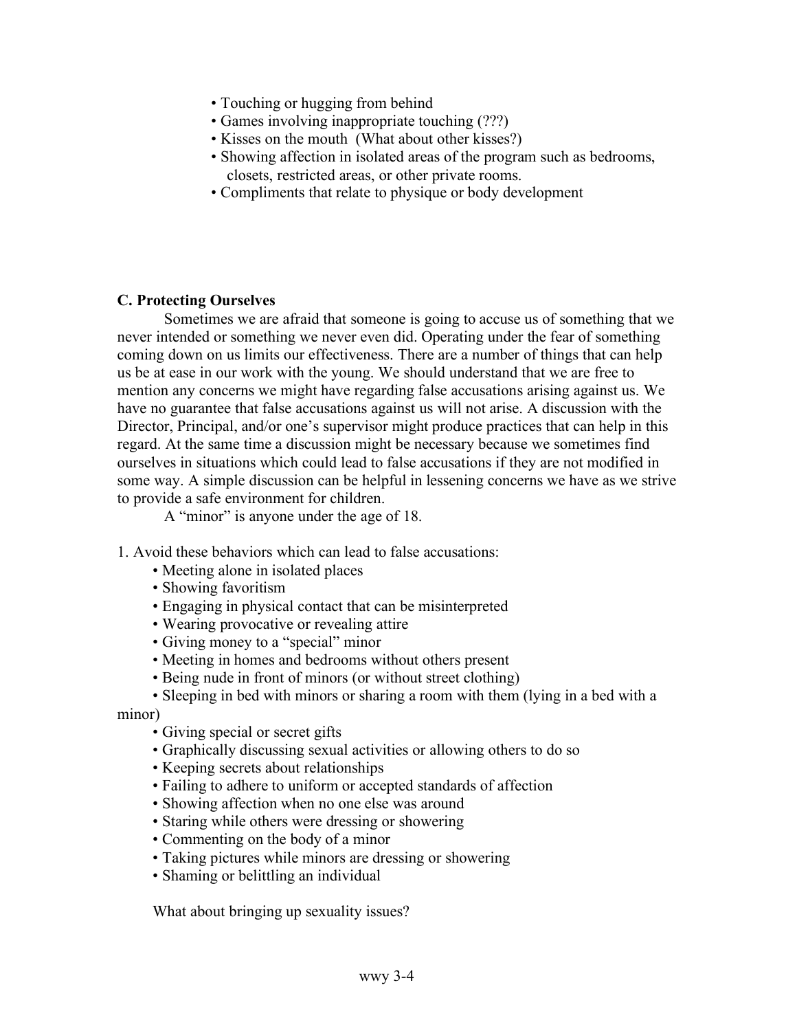- Touching or hugging from behind
- Games involving inappropriate touching (???)
- Kisses on the mouth (What about other kisses?)
- Showing affection in isolated areas of the program such as bedrooms, closets, restricted areas, or other private rooms.
- Compliments that relate to physique or body development

### C. Protecting Ourselves

Sometimes we are afraid that someone is going to accuse us of something that we never intended or something we never even did. Operating under the fear of something coming down on us limits our effectiveness. There are a number of things that can help us be at ease in our work with the young. We should understand that we are free to mention any concerns we might have regarding false accusations arising against us. We have no guarantee that false accusations against us will not arise. A discussion with the Director, Principal, and/or one's supervisor might produce practices that can help in this regard. At the same time a discussion might be necessary because we sometimes find ourselves in situations which could lead to false accusations if they are not modified in some way. A simple discussion can be helpful in lessening concerns we have as we strive to provide a safe environment for children.

A "minor" is anyone under the age of 18.

1. Avoid these behaviors which can lead to false accusations:
   - Meeting alone in isolated places
   - Showing favoritism
   - Engaging in physical contact that can be misinterpreted
   - Wearing provocative or revealing attire
   - Giving money to a "special" minor
   - Meeting in homes and bedrooms without others present
   - Being nude in front of minors (or without street clothing)
   - Sleeping in bed with minors or sharing a room with them (lying in a bed with a minor)
   - Giving special or secret gifts
   - Graphically discussing sexual activities or allowing others to do so
   - Keeping secrets about relationships
   - Failing to adhere to uniform or accepted standards of affection
   - Showing affection when no one else was around
   - Staring while others were dressing or showering
   - Commenting on the body of a minor
   - Taking pictures while minors are dressing or showering
   - Shaming or belittling an individual

What about bringing up sexuality issues?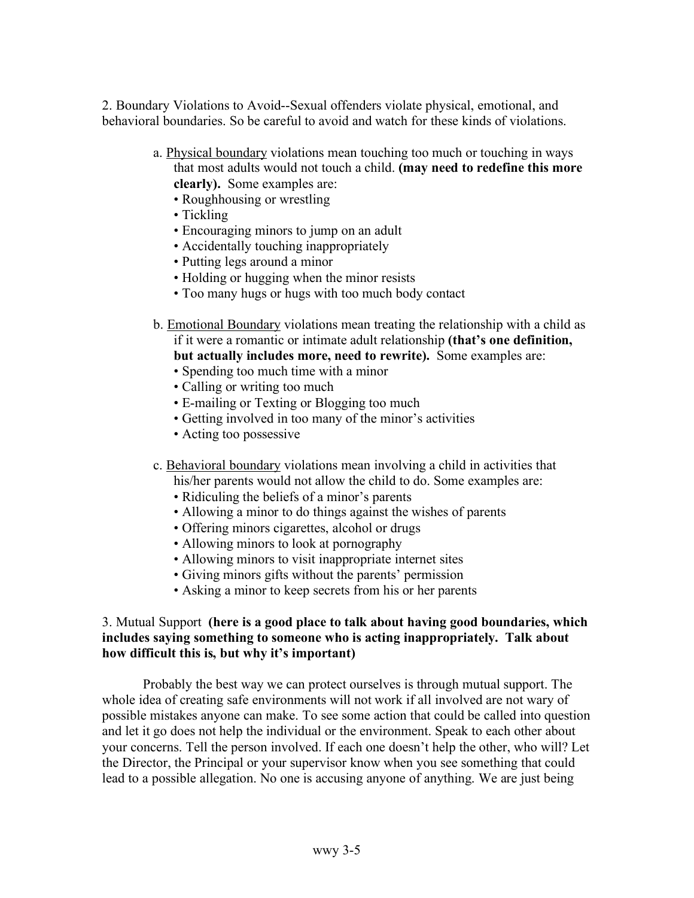2. Boundary Violations to Avoid--Sexual offenders violate physical, emotional, and behavioral boundaries. So be careful to avoid and watch for these kinds of violations.

a. <u>Physical boundary</u> violations mean touching too much or touching in ways that most adults would not touch a child. **(may need to redefine this more clearly).** Some examples are:

- Roughhousing or wrestling
- Tickling
- Encouraging minors to jump on an adult
- Accidentally touching inappropriately
- Putting legs around a minor
- Holding or hugging when the minor resists
- Too many hugs or hugs with too much body contact

b. <u>Emotional Boundary</u> violations mean treating the relationship with a child as if it were a romantic or intimate adult relationship **(that's one definition, but actually includes more, need to rewrite).** Some examples are:

- Spending too much time with a minor
- Calling or writing too much
- E-mailing or Texting or Blogging too much
- Getting involved in too many of the minor's activities
- Acting too possessive

c. <u>Behavioral boundary</u> violations mean involving a child in activities that his/her parents would not allow the child to do. Some examples are:

- Ridiculing the beliefs of a minor's parents
- Allowing a minor to do things against the wishes of parents
- Offering minors cigarettes, alcohol or drugs
- Allowing minors to look at pornography
- Allowing minors to visit inappropriate internet sites
- Giving minors gifts without the parents' permission
- Asking a minor to keep secrets from his or her parents

3. Mutual Support **(here is a good place to talk about having good boundaries, which includes saying something to someone who is acting inappropriately. Talk about how difficult this is, but why it's important)**

Probably the best way we can protect ourselves is through mutual support. The whole idea of creating safe environments will not work if all involved are not wary of possible mistakes anyone can make. To see some action that could be called into question and let it go does not help the individual or the environment. Speak to each other about your concerns. Tell the person involved. If each one doesn't help the other, who will? Let the Director, the Principal or your supervisor know when you see something that could lead to a possible allegation. No one is accusing anyone of anything. We are just being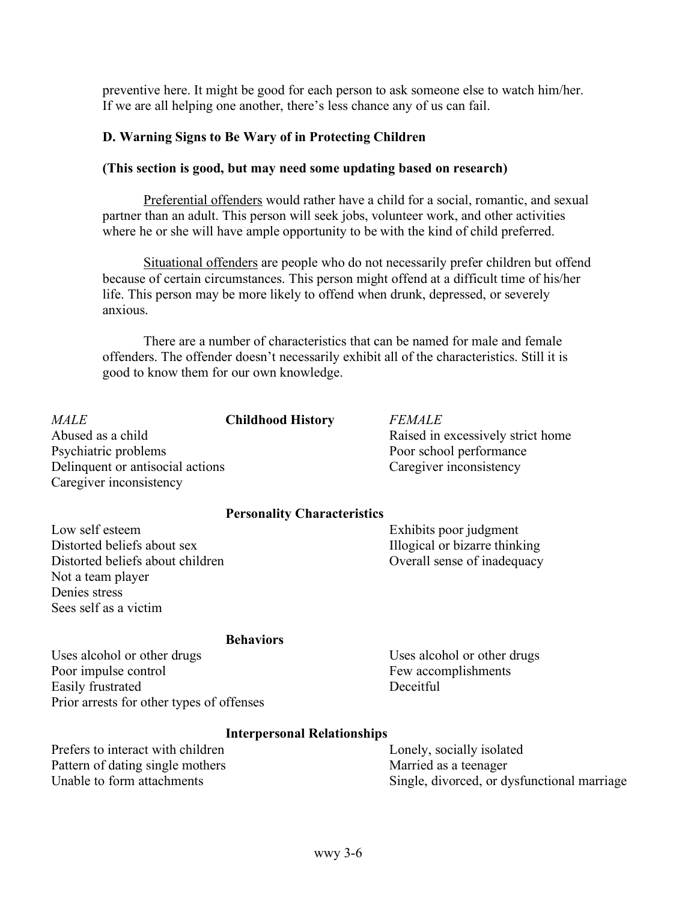preventive here. It might be good for each person to ask someone else to watch him/her. If we are all helping one another, there's less chance any of us can fail.

### D. Warning Signs to Be Wary of in Protecting Children

**(This section is good, but may need some updating based on research)**

Preferential offenders would rather have a child for a social, romantic, and sexual partner than an adult. This person will seek jobs, volunteer work, and other activities where he or she will have ample opportunity to be with the kind of child preferred.

Situational offenders are people who do not necessarily prefer children but offend because of certain circumstances. This person might offend at a difficult time of his/her life. This person may be more likely to offend when drunk, depressed, or severely anxious.

There are a number of characteristics that can be named for male and female offenders. The offender doesn't necessarily exhibit all of the characteristics. Still it is good to know them for our own knowledge.

| *MALE* | | *FEMALE* |
|---|---|---|
| | **Childhood History** | |
| Abused as a child | | Raised in excessively strict home |
| Psychiatric problems | | Poor school performance |
| Delinquent or antisocial actions | | Caregiver inconsistency |
| Caregiver inconsistency | | |
| | **Personality Characteristics** | |
| Low self esteem | | Exhibits poor judgment |
| Distorted beliefs about sex | | Illogical or bizarre thinking |
| Distorted beliefs about children | | Overall sense of inadequacy |
| Not a team player | | |
| Denies stress | | |
| Sees self as a victim | | |
| | **Behaviors** | |
| Uses alcohol or other drugs | | Uses alcohol or other drugs |
| Poor impulse control | | Few accomplishments |
| Easily frustrated | | Deceitful |
| Prior arrests for other types of offenses | | |
| | **Interpersonal Relationships** | |
| Prefers to interact with children | | Lonely, socially isolated |
| Pattern of dating single mothers | | Married as a teenager |
| Unable to form attachments | | Single, divorced, or dysfunctional marriage |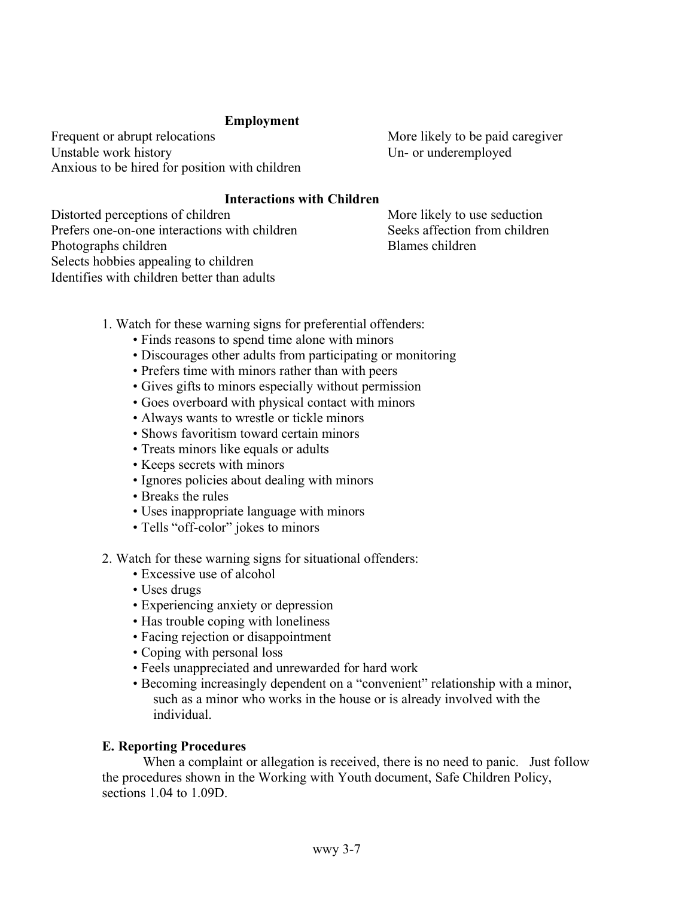**Employment**

Frequent or abrupt relocations

Unstable work history

Anxious to be hired for position with children

More likely to be paid caregiver

Un- or underemployed

**Interactions with Children**

Distorted perceptions of children

Prefers one-on-one interactions with children

Photographs children

Selects hobbies appealing to children

Identifies with children better than adults

More likely to use seduction

Seeks affection from children

Blames children

1. Watch for these warning signs for preferential offenders:
    - Finds reasons to spend time alone with minors
    - Discourages other adults from participating or monitoring
    - Prefers time with minors rather than with peers
    - Gives gifts to minors especially without permission
    - Goes overboard with physical contact with minors
    - Always wants to wrestle or tickle minors
    - Shows favoritism toward certain minors
    - Treats minors like equals or adults
    - Keeps secrets with minors
    - Ignores policies about dealing with minors
    - Breaks the rules
    - Uses inappropriate language with minors
    - Tells “off-color” jokes to minors

2. Watch for these warning signs for situational offenders:
    - Excessive use of alcohol
    - Uses drugs
    - Experiencing anxiety or depression
    - Has trouble coping with loneliness
    - Facing rejection or disappointment
    - Coping with personal loss
    - Feels unappreciated and unrewarded for hard work
    - Becoming increasingly dependent on a “convenient” relationship with a minor, such as a minor who works in the house or is already involved with the individual.

**E. Reporting Procedures**

When a complaint or allegation is received, there is no need to panic. Just follow the procedures shown in the Working with Youth document, Safe Children Policy, sections 1.04 to 1.09D.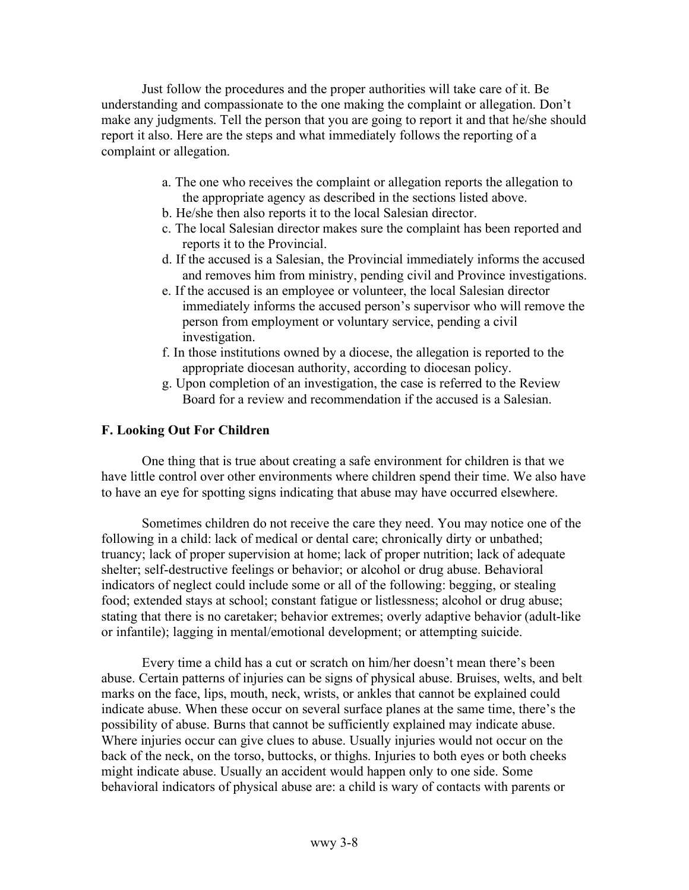Just follow the procedures and the proper authorities will take care of it. Be understanding and compassionate to the one making the complaint or allegation. Don't make any judgments. Tell the person that you are going to report it and that he/she should report it also. Here are the steps and what immediately follows the reporting of a complaint or allegation.

a. The one who receives the complaint or allegation reports the allegation to the appropriate agency as described in the sections listed above.
b. He/she then also reports it to the local Salesian director.
c. The local Salesian director makes sure the complaint has been reported and reports it to the Provincial.
d. If the accused is a Salesian, the Provincial immediately informs the accused and removes him from ministry, pending civil and Province investigations.
e. If the accused is an employee or volunteer, the local Salesian director immediately informs the accused person's supervisor who will remove the person from employment or voluntary service, pending a civil investigation.
f. In those institutions owned by a diocese, the allegation is reported to the appropriate diocesan authority, according to diocesan policy.
g. Upon completion of an investigation, the case is referred to the Review Board for a review and recommendation if the accused is a Salesian.

## F. Looking Out For Children

One thing that is true about creating a safe environment for children is that we have little control over other environments where children spend their time. We also have to have an eye for spotting signs indicating that abuse may have occurred elsewhere.

Sometimes children do not receive the care they need. You may notice one of the following in a child: lack of medical or dental care; chronically dirty or unbathed; truancy; lack of proper supervision at home; lack of proper nutrition; lack of adequate shelter; self-destructive feelings or behavior; or alcohol or drug abuse. Behavioral indicators of neglect could include some or all of the following: begging, or stealing food; extended stays at school; constant fatigue or listlessness; alcohol or drug abuse; stating that there is no caretaker; behavior extremes; overly adaptive behavior (adult-like or infantile); lagging in mental/emotional development; or attempting suicide.

Every time a child has a cut or scratch on him/her doesn't mean there's been abuse. Certain patterns of injuries can be signs of physical abuse. Bruises, welts, and belt marks on the face, lips, mouth, neck, wrists, or ankles that cannot be explained could indicate abuse. When these occur on several surface planes at the same time, there's the possibility of abuse. Burns that cannot be sufficiently explained may indicate abuse. Where injuries occur can give clues to abuse. Usually injuries would not occur on the back of the neck, on the torso, buttocks, or thighs. Injuries to both eyes or both cheeks might indicate abuse. Usually an accident would happen only to one side. Some behavioral indicators of physical abuse are: a child is wary of contacts with parents or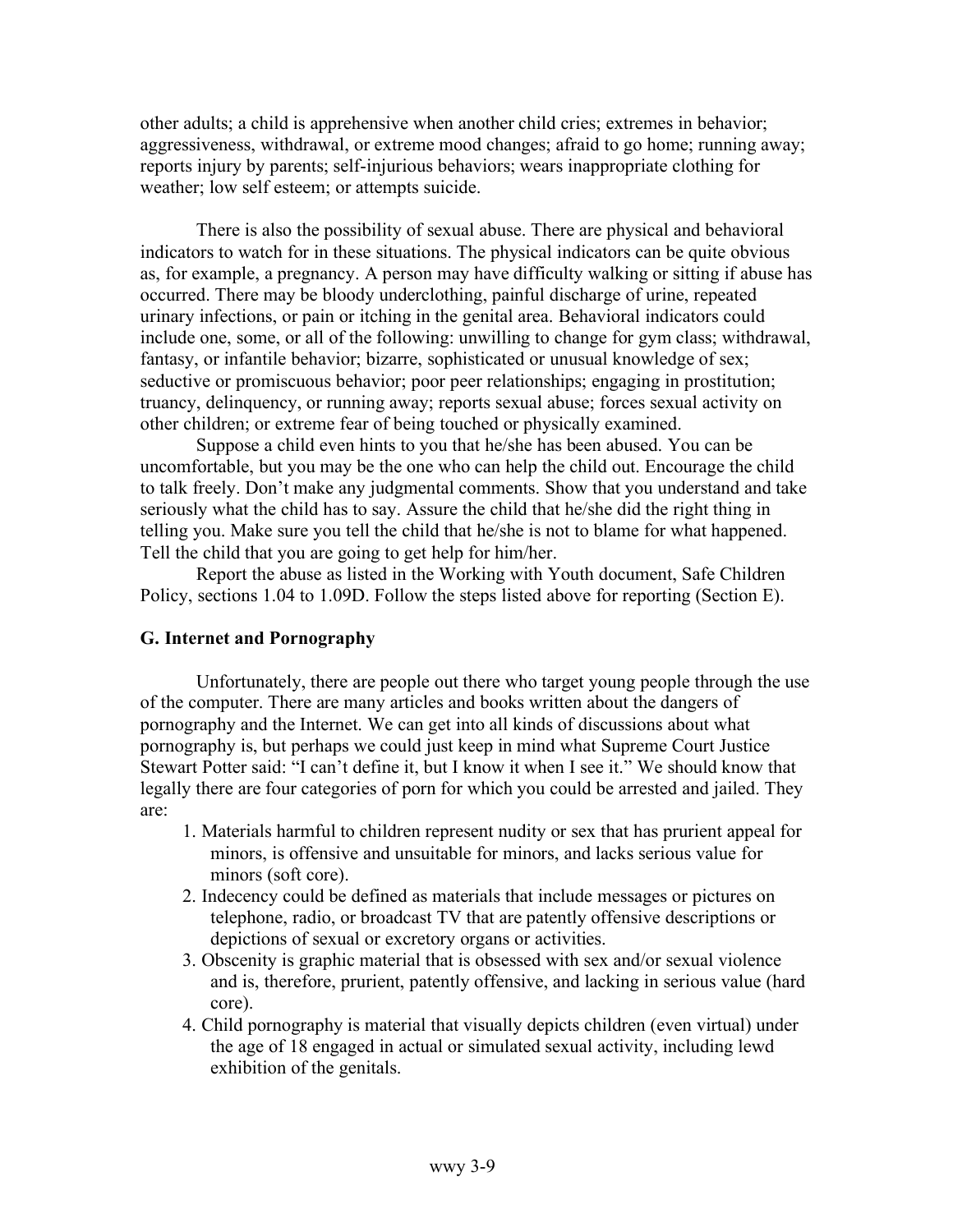other adults; a child is apprehensive when another child cries; extremes in behavior; aggressiveness, withdrawal, or extreme mood changes; afraid to go home; running away; reports injury by parents; self-injurious behaviors; wears inappropriate clothing for weather; low self esteem; or attempts suicide.

There is also the possibility of sexual abuse. There are physical and behavioral indicators to watch for in these situations. The physical indicators can be quite obvious as, for example, a pregnancy. A person may have difficulty walking or sitting if abuse has occurred. There may be bloody underclothing, painful discharge of urine, repeated urinary infections, or pain or itching in the genital area. Behavioral indicators could include one, some, or all of the following: unwilling to change for gym class; withdrawal, fantasy, or infantile behavior; bizarre, sophisticated or unusual knowledge of sex; seductive or promiscuous behavior; poor peer relationships; engaging in prostitution; truancy, delinquency, or running away; reports sexual abuse; forces sexual activity on other children; or extreme fear of being touched or physically examined.

Suppose a child even hints to you that he/she has been abused. You can be uncomfortable, but you may be the one who can help the child out. Encourage the child to talk freely. Don't make any judgmental comments. Show that you understand and take seriously what the child has to say. Assure the child that he/she did the right thing in telling you. Make sure you tell the child that he/she is not to blame for what happened. Tell the child that you are going to get help for him/her.

Report the abuse as listed in the Working with Youth document, Safe Children Policy, sections 1.04 to 1.09D. Follow the steps listed above for reporting (Section E).

### G. Internet and Pornography

Unfortunately, there are people out there who target young people through the use of the computer. There are many articles and books written about the dangers of pornography and the Internet. We can get into all kinds of discussions about what pornography is, but perhaps we could just keep in mind what Supreme Court Justice Stewart Potter said: "I can't define it, but I know it when I see it." We should know that legally there are four categories of porn for which you could be arrested and jailed. They are:

1. Materials harmful to children represent nudity or sex that has prurient appeal for minors, is offensive and unsuitable for minors, and lacks serious value for minors (soft core).
2. Indecency could be defined as materials that include messages or pictures on telephone, radio, or broadcast TV that are patently offensive descriptions or depictions of sexual or excretory organs or activities.
3. Obscenity is graphic material that is obsessed with sex and/or sexual violence and is, therefore, prurient, patently offensive, and lacking in serious value (hard core).
4. Child pornography is material that visually depicts children (even virtual) under the age of 18 engaged in actual or simulated sexual activity, including lewd exhibition of the genitals.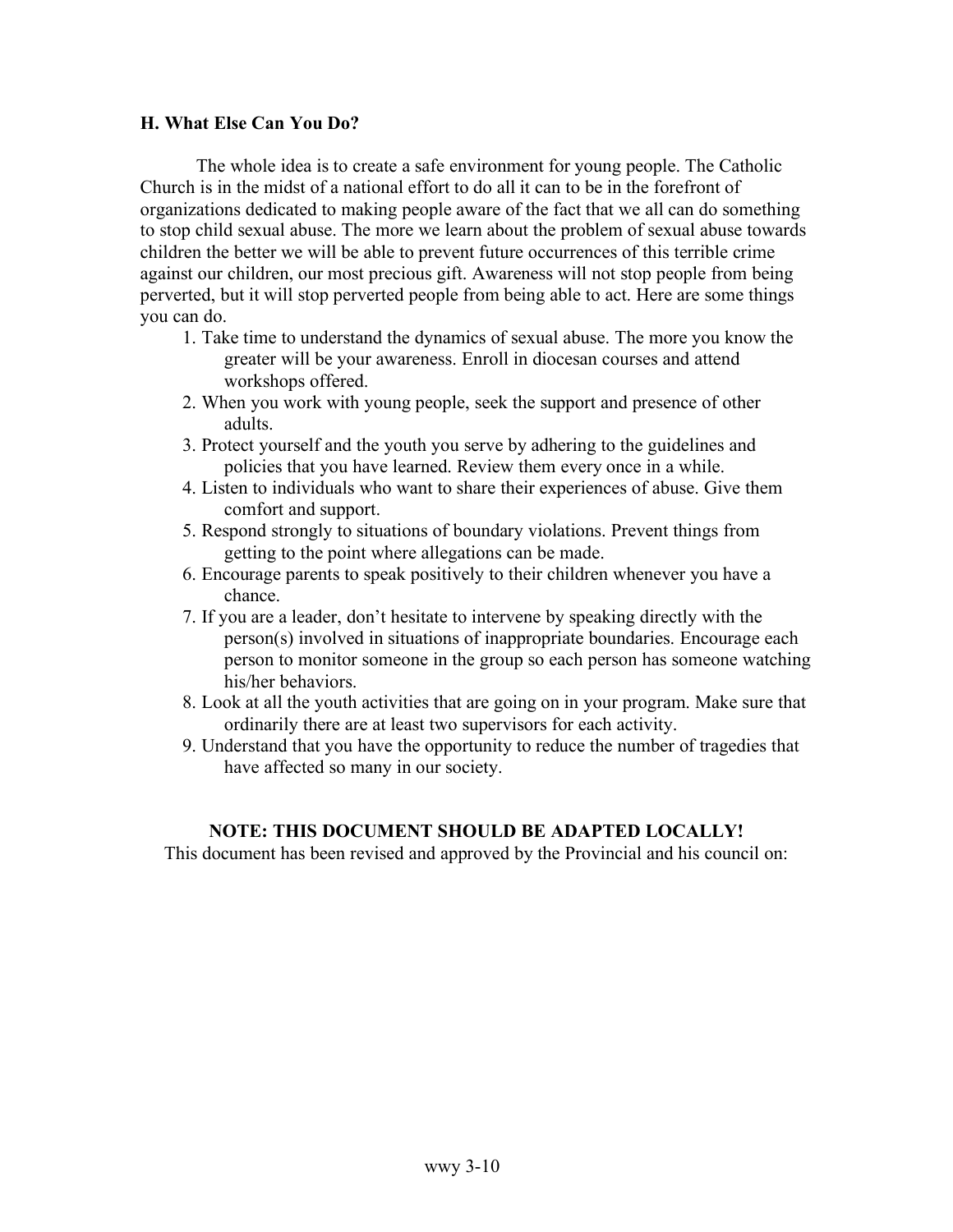### H. What Else Can You Do?

The whole idea is to create a safe environment for young people. The Catholic Church is in the midst of a national effort to do all it can to be in the forefront of organizations dedicated to making people aware of the fact that we all can do something to stop child sexual abuse. The more we learn about the problem of sexual abuse towards children the better we will be able to prevent future occurrences of this terrible crime against our children, our most precious gift. Awareness will not stop people from being perverted, but it will stop perverted people from being able to act. Here are some things you can do.

1. Take time to understand the dynamics of sexual abuse. The more you know the greater will be your awareness. Enroll in diocesan courses and attend workshops offered.
2. When you work with young people, seek the support and presence of other adults.
3. Protect yourself and the youth you serve by adhering to the guidelines and policies that you have learned. Review them every once in a while.
4. Listen to individuals who want to share their experiences of abuse. Give them comfort and support.
5. Respond strongly to situations of boundary violations. Prevent things from getting to the point where allegations can be made.
6. Encourage parents to speak positively to their children whenever you have a chance.
7. If you are a leader, don't hesitate to intervene by speaking directly with the person(s) involved in situations of inappropriate boundaries. Encourage each person to monitor someone in the group so each person has someone watching his/her behaviors.
8. Look at all the youth activities that are going on in your program. Make sure that ordinarily there are at least two supervisors for each activity.
9. Understand that you have the opportunity to reduce the number of tragedies that have affected so many in our society.

**NOTE: THIS DOCUMENT SHOULD BE ADAPTED LOCALLY!**

This document has been revised and approved by the Provincial and his council on:

wwy 3-10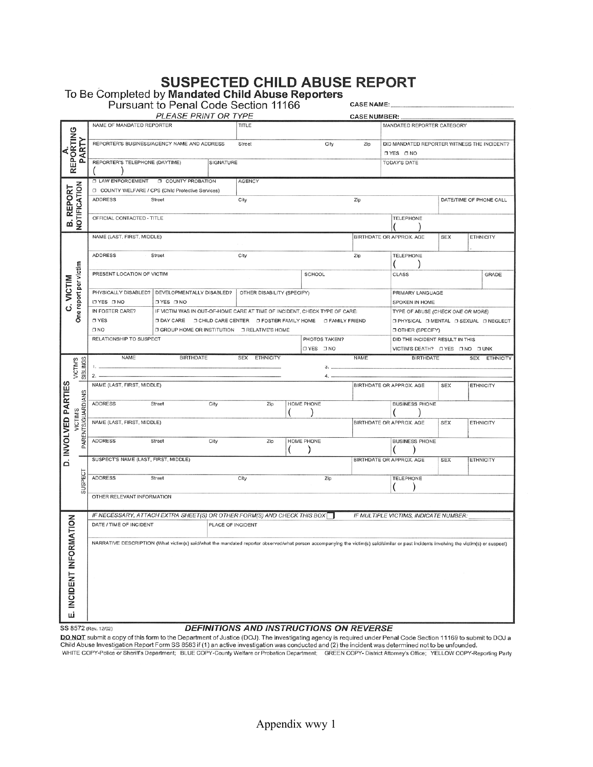# SUSPECTED CHILD ABUSE REPORT

## To Be Completed by **Mandated Child Abuse Reporters**

Pursuant to Penal Code Section 11166

*PLEASE PRINT OR TYPE*

CASE NAME: ____________________

CASE NUMBER: ____________________

### A. REPORTING PARTY

| NAME OF MANDATED REPORTER | TITLE | | | MANDATED REPORTER CATEGORY |
|---|---|---|---|---|
| REPORTER'S BUSINESS/AGENCY NAME AND ADDRESS | Street | City | Zip | DID MANDATED REPORTER WITNESS THE INCIDENT? ☐ YES ☐ NO |
| REPORTER'S TELEPHONE (DAYTIME) ( ) | SIGNATURE | | | TODAY'S DATE |

### B. REPORT NOTIFICATION

| ☐ LAW ENFORCEMENT ☐ COUNTY PROBATION ☐ COUNTY WELFARE / CPS (Child Protective Services) | AGENCY | | |
|---|---|---|---|
| ADDRESS Street | City | Zip | DATE/TIME OF PHONE CALL |
| OFFICIAL CONTACTED - TITLE | | TELEPHONE ( ) | |

### C. VICTIM — One report per victim

| NAME (LAST, FIRST, MIDDLE) | | | BIRTHDATE OR APPROX. AGE | SEX | ETHNICITY |
|---|---|---|---|---|---|
| ADDRESS Street | City | Zip | TELEPHONE ( ) | | |
| PRESENT LOCATION OF VICTIM | SCHOOL | | CLASS | | GRADE |
| PHYSICALLY DISABLED? ☐ YES ☐ NO | DEVELOPMENTALLY DISABLED? ☐ YES ☐ NO | OTHER DISABILITY (SPECIFY) | PRIMARY LANGUAGE SPOKEN IN HOME | | |
| IN FOSTER CARE? ☐ YES ☐ NO | IF VICTIM WAS IN OUT-OF-HOME CARE AT TIME OF INCIDENT, CHECK TYPE OF CARE: ☐ DAY CARE ☐ CHILD CARE CENTER ☐ FOSTER FAMILY HOME ☐ FAMILY FRIEND ☐ GROUP HOME OR INSTITUTION ☐ RELATIVE'S HOME | | TYPE OF ABUSE (CHECK ONE OR MORE) ☐ PHYSICAL ☐ MENTAL ☐ SEXUAL ☐ NEGLECT ☐ OTHER (SPECIFY) | | |
| RELATIONSHIP TO SUSPECT | PHOTOS TAKEN? ☐ YES ☐ NO | | DID THE INCIDENT RESULT IN THIS VICTIM'S DEATH? ☐ YES ☐ NO ☐ UNK | | |

### D. INVOLVED PARTIES

**VICTIM'S SIBLINGS**

| | NAME | BIRTHDATE | SEX | ETHNICITY | | NAME | BIRTHDATE | SEX | ETHNICITY |
|---|---|---|---|---|---|---|---|---|---|
| 1. | | | | | 3. | | | | |
| 2. | | | | | 4. | | | | |

**VICTIM'S PARENTS/GUARDIANS**

| NAME (LAST, FIRST, MIDDLE) | | | | BIRTHDATE OR APPROX. AGE | SEX | ETHNICITY |
|---|---|---|---|---|---|---|
| ADDRESS Street | City | Zip | HOME PHONE ( ) | BUSINESS PHONE ( ) | | |
| NAME (LAST, FIRST, MIDDLE) | | | | BIRTHDATE OR APPROX. AGE | SEX | ETHNICITY |
| ADDRESS Street | City | Zip | HOME PHONE ( ) | BUSINESS PHONE ( ) | | |

**SUSPECT**

| SUSPECT'S NAME (LAST, FIRST, MIDDLE) | | | BIRTHDATE OR APPROX. AGE | SEX | ETHNICITY |
|---|---|---|---|---|---|
| ADDRESS Street | City | Zip | TELEPHONE ( ) | | |
| OTHER RELEVANT INFORMATION | | | | | |

### E. INCIDENT INFORMATION

*IF NECESSARY, ATTACH EXTRA SHEET(S) OR OTHER FORM(S) AND CHECK THIS BOX* ☐ *IF MULTIPLE VICTIMS, INDICATE NUMBER:* ______

| DATE / TIME OF INCIDENT | PLACE OF INCIDENT |
|---|---|

NARRATIVE DESCRIPTION (What victim(s) said/what the mandated reporter observed/what person accompanying the victim(s) said/similar or past incidents involving the victim(s) or suspect)

SS 8572 (Rev. 12/02) ***DEFINITIONS AND INSTRUCTIONS ON REVERSE***

**DO NOT** submit a copy of this form to the Department of Justice (DOJ). The investigating agency is required under Penal Code Section 11169 to submit to DOJ a Child Abuse Investigation Report Form SS 8583 if (1) an active investigation was conducted and (2) the incident was determined not to be unfounded.

WHITE COPY-Police or Sheriff's Department; BLUE COPY-County Welfare or Probation Department; GREEN COPY- District Attorney's Office; YELLOW COPY-Reporting Party

Appendix wwy 1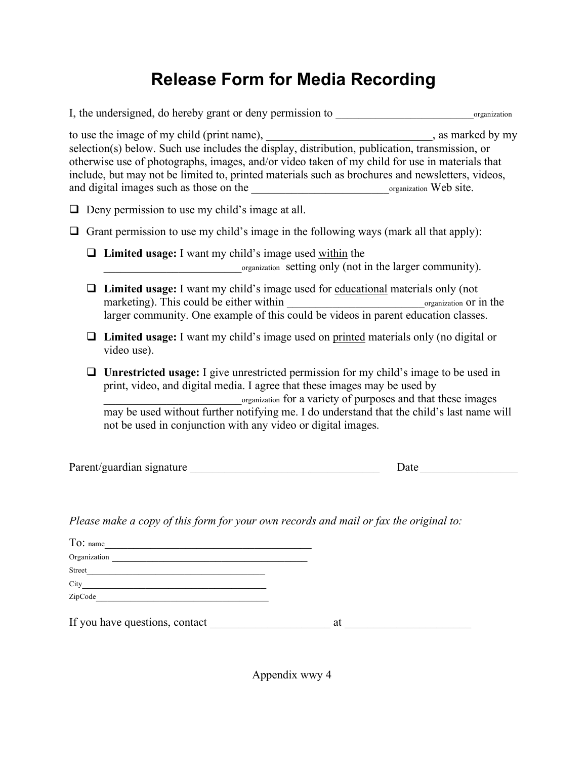# Release Form for Media Recording

I, the undersigned, do hereby grant or deny permission to ________________________ organization

to use the image of my child (print name), ____________________________, as marked by my selection(s) below. Such use includes the display, distribution, publication, transmission, or otherwise use of photographs, images, and/or video taken of my child for use in materials that include, but may not be limited to, printed materials such as brochures and newsletters, videos, and digital images such as those on the ________________________ organization Web site.

- ☐ Deny permission to use my child's image at all.
- ☐ Grant permission to use my child's image in the following ways (mark all that apply):
  - ☐ **Limited usage:** I want my child's image used <u>within</u> the ________________________ organization setting only (not in the larger community).
  - ☐ **Limited usage:** I want my child's image used for <u>educational</u> materials only (not marketing). This could be either within ________________________ organization or in the larger community. One example of this could be videos in parent education classes.
  - ☐ **Limited usage:** I want my child's image used on <u>printed</u> materials only (no digital or video use).
  - ☐ **Unrestricted usage:** I give unrestricted permission for my child's image to be used in print, video, and digital media. I agree that these images may be used by ________________________ organization for a variety of purposes and that these images may be used without further notifying me. I do understand that the child's last name will not be used in conjunction with any video or digital images.

Parent/guardian signature ________________________________ Date ________________

*Please make a copy of this form for your own records and mail or fax the original to:*

To: name ________________________________________

Organization ________________________________________

Street ________________________________________

City ________________________________________

ZipCode ________________________________________

If you have questions, contact ____________________ at _____________________

Appendix wwy 4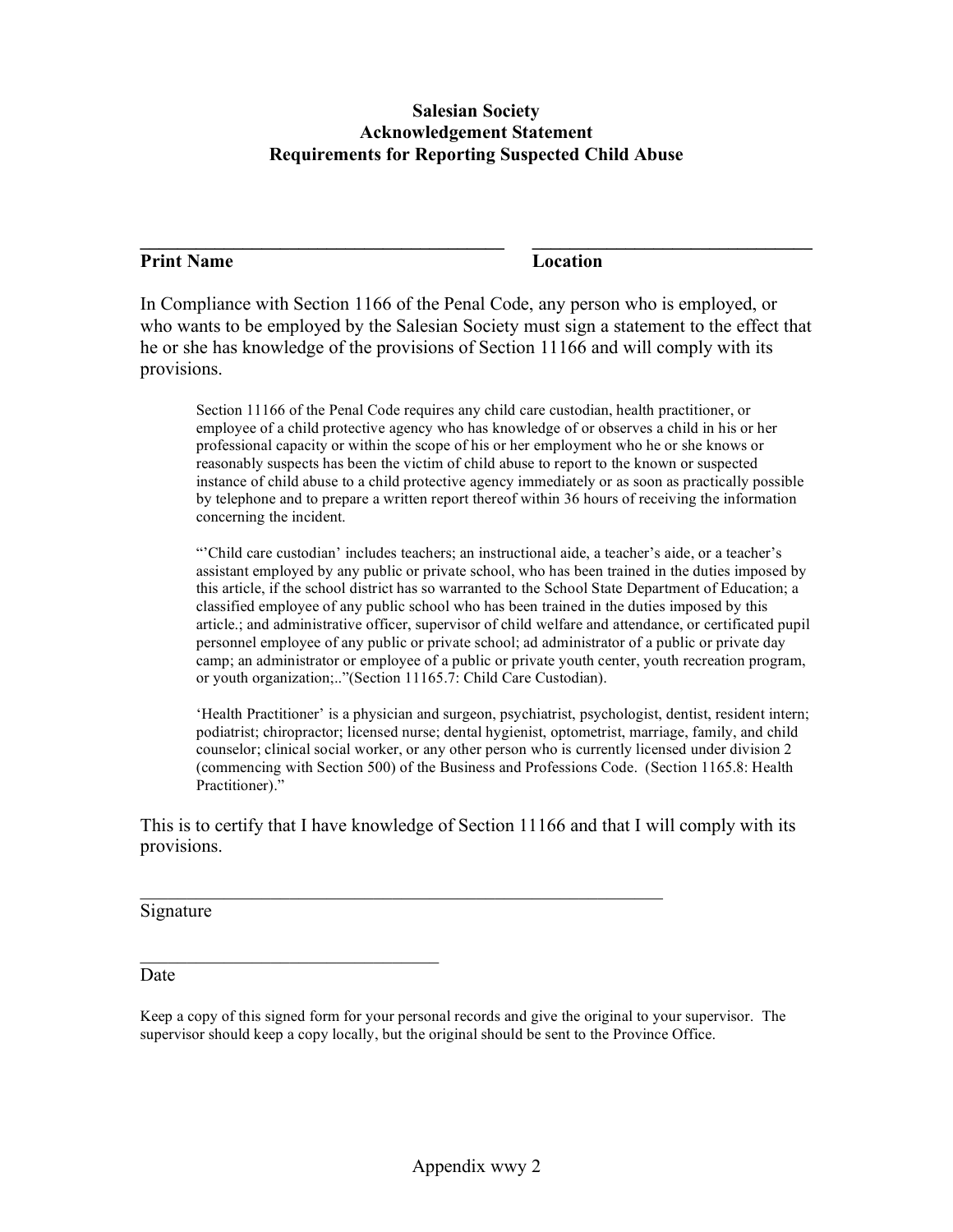**Salesian Society**
**Acknowledgement Statement**
**Requirements for Reporting Suspected Child Abuse**

\_\_\_\_\_\_\_\_\_\_\_\_\_\_\_\_\_\_\_\_\_\_\_\_\_\_\_\_\_\_\_\_\_\_\_\_\_\_ \_\_\_\_\_\_\_\_\_\_\_\_\_\_\_\_\_\_\_\_\_\_\_\_\_\_\_\_\_\_

**Print Name** **Location**

In Compliance with Section 1166 of the Penal Code, any person who is employed, or who wants to be employed by the Salesian Society must sign a statement to the effect that he or she has knowledge of the provisions of Section 11166 and will comply with its provisions.

> Section 11166 of the Penal Code requires any child care custodian, health practitioner, or employee of a child protective agency who has knowledge of or observes a child in his or her professional capacity or within the scope of his or her employment who he or she knows or reasonably suspects has been the victim of child abuse to report to the known or suspected instance of child abuse to a child protective agency immediately or as soon as practically possible by telephone and to prepare a written report thereof within 36 hours of receiving the information concerning the incident.
>
> "'Child care custodian' includes teachers; an instructional aide, a teacher's aide, or a teacher's assistant employed by any public or private school, who has been trained in the duties imposed by this article, if the school district has so warranted to the School State Department of Education; a classified employee of any public school who has been trained in the duties imposed by this article.; and administrative officer, supervisor of child welfare and attendance, or certificated pupil personnel employee of any public or private school; ad administrator of a public or private day camp; an administrator or employee of a public or private youth center, youth recreation program, or youth organization;.."(Section 11165.7: Child Care Custodian).
>
> 'Health Practitioner' is a physician and surgeon, psychiatrist, psychologist, dentist, resident intern; podiatrist; chiropractor; licensed nurse; dental hygienist, optometrist, marriage, family, and child counselor; clinical social worker, or any other person who is currently licensed under division 2 (commencing with Section 500) of the Business and Professions Code. (Section 1165.8: Health Practitioner)."

This is to certify that I have knowledge of Section 11166 and that I will comply with its provisions.

\_\_\_\_\_\_\_\_\_\_\_\_\_\_\_\_\_\_\_\_\_\_\_\_\_\_\_\_\_\_\_\_\_\_\_\_\_\_\_\_\_\_\_\_\_\_\_\_\_\_\_\_\_\_

Signature

\_\_\_\_\_\_\_\_\_\_\_\_\_\_\_\_\_\_\_\_\_\_\_\_\_\_\_\_\_\_\_\_

Date

Keep a copy of this signed form for your personal records and give the original to your supervisor. The supervisor should keep a copy locally, but the original should be sent to the Province Office.

Appendix wwy 2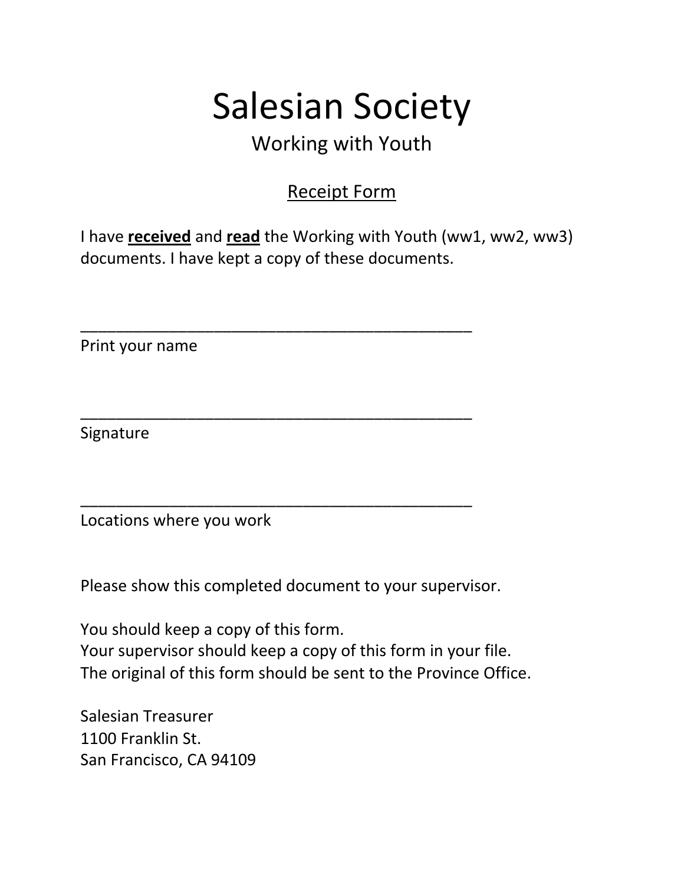# Salesian Society

## Working with Youth

### Receipt Form

I have **received** and **read** the Working with Youth (ww1, ww2, ww3) documents. I have kept a copy of these documents.

_______________________________________________

Print your name

_______________________________________________

Signature

_______________________________________________

Locations where you work

Please show this completed document to your supervisor.

You should keep a copy of this form.
Your supervisor should keep a copy of this form in your file.
The original of this form should be sent to the Province Office.

Salesian Treasurer
1100 Franklin St.
San Francisco, CA 94109